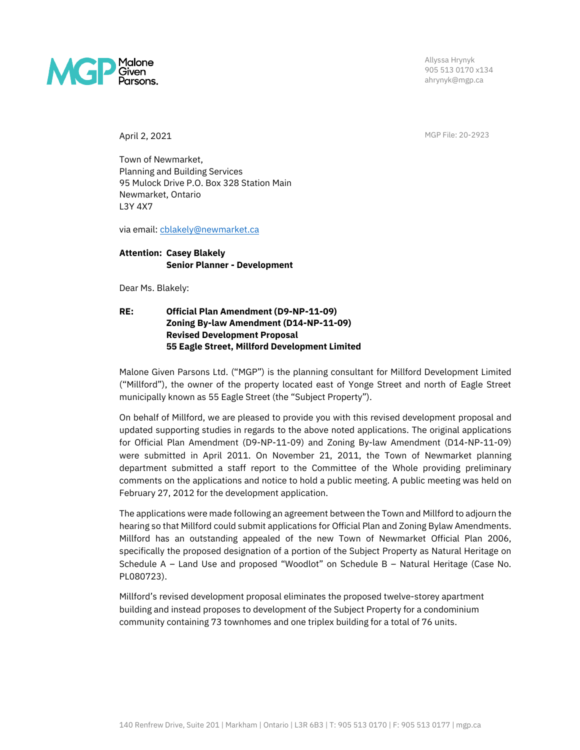Malone Given Parsons.

Allyssa Hrynyk
905 513 0170 x134
ahrynyk@mgp.ca

April 2, 2021

MGP File: 20-2923

Town of Newmarket,
Planning and Building Services
95 Mulock Drive P.O. Box 328 Station Main
Newmarket, Ontario
L3Y 4X7

via email: cblakely@newmarket.ca

**Attention: Casey Blakely**
**Senior Planner - Development**

Dear Ms. Blakely:

**RE: Official Plan Amendment (D9-NP-11-09)**
**Zoning By-law Amendment (D14-NP-11-09)**
**Revised Development Proposal**
**55 Eagle Street, Millford Development Limited**

Malone Given Parsons Ltd. ("MGP") is the planning consultant for Millford Development Limited ("Millford"), the owner of the property located east of Yonge Street and north of Eagle Street municipally known as 55 Eagle Street (the "Subject Property").

On behalf of Millford, we are pleased to provide you with this revised development proposal and updated supporting studies in regards to the above noted applications. The original applications for Official Plan Amendment (D9-NP-11-09) and Zoning By-law Amendment (D14-NP-11-09) were submitted in April 2011. On November 21, 2011, the Town of Newmarket planning department submitted a staff report to the Committee of the Whole providing preliminary comments on the applications and notice to hold a public meeting. A public meeting was held on February 27, 2012 for the development application.

The applications were made following an agreement between the Town and Millford to adjourn the hearing so that Millford could submit applications for Official Plan and Zoning Bylaw Amendments. Millford has an outstanding appealed of the new Town of Newmarket Official Plan 2006, specifically the proposed designation of a portion of the Subject Property as Natural Heritage on Schedule A – Land Use and proposed "Woodlot" on Schedule B – Natural Heritage (Case No. PL080723).

Millford's revised development proposal eliminates the proposed twelve-storey apartment building and instead proposes to development of the Subject Property for a condominium community containing 73 townhomes and one triplex building for a total of 76 units.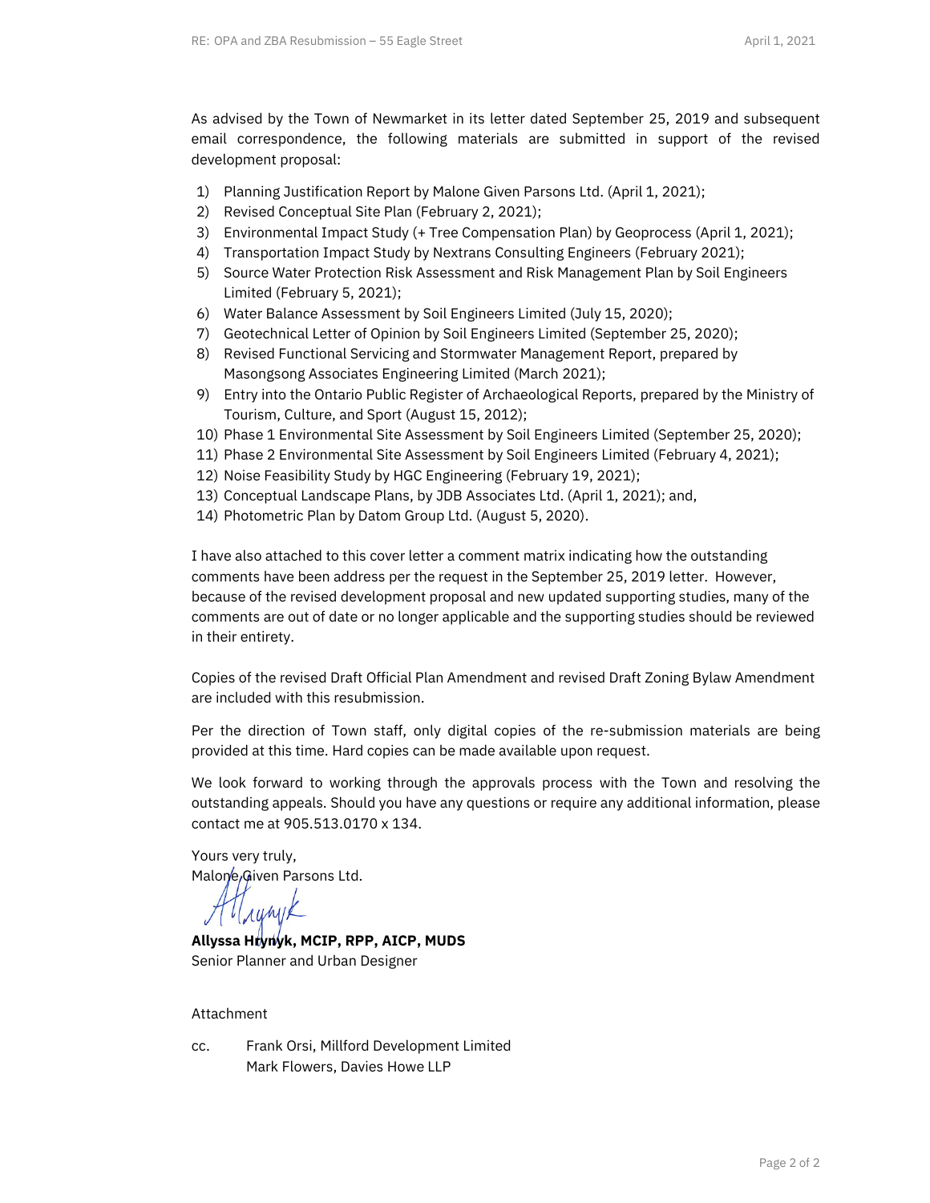As advised by the Town of Newmarket in its letter dated September 25, 2019 and subsequent email correspondence, the following materials are submitted in support of the revised development proposal:

1) Planning Justification Report by Malone Given Parsons Ltd. (April 1, 2021);
2) Revised Conceptual Site Plan (February 2, 2021);
3) Environmental Impact Study (+ Tree Compensation Plan) by Geoprocess (April 1, 2021);
4) Transportation Impact Study by Nextrans Consulting Engineers (February 2021);
5) Source Water Protection Risk Assessment and Risk Management Plan by Soil Engineers Limited (February 5, 2021);
6) Water Balance Assessment by Soil Engineers Limited (July 15, 2020);
7) Geotechnical Letter of Opinion by Soil Engineers Limited (September 25, 2020);
8) Revised Functional Servicing and Stormwater Management Report, prepared by Masongsong Associates Engineering Limited (March 2021);
9) Entry into the Ontario Public Register of Archaeological Reports, prepared by the Ministry of Tourism, Culture, and Sport (August 15, 2012);
10) Phase 1 Environmental Site Assessment by Soil Engineers Limited (September 25, 2020);
11) Phase 2 Environmental Site Assessment by Soil Engineers Limited (February 4, 2021);
12) Noise Feasibility Study by HGC Engineering (February 19, 2021);
13) Conceptual Landscape Plans, by JDB Associates Ltd. (April 1, 2021); and,
14) Photometric Plan by Datom Group Ltd. (August 5, 2020).

I have also attached to this cover letter a comment matrix indicating how the outstanding comments have been address per the request in the September 25, 2019 letter. However, because of the revised development proposal and new updated supporting studies, many of the comments are out of date or no longer applicable and the supporting studies should be reviewed in their entirety.

Copies of the revised Draft Official Plan Amendment and revised Draft Zoning Bylaw Amendment are included with this resubmission.

Per the direction of Town staff, only digital copies of the re-submission materials are being provided at this time. Hard copies can be made available upon request.

We look forward to working through the approvals process with the Town and resolving the outstanding appeals. Should you have any questions or require any additional information, please contact me at 905.513.0170 x 134.

Yours very truly,
Malone Given Parsons Ltd.

**Allyssa Hrynyk, MCIP, RPP, AICP, MUDS**
Senior Planner and Urban Designer

Attachment

cc. Frank Orsi, Millford Development Limited
Mark Flowers, Davies Howe LLP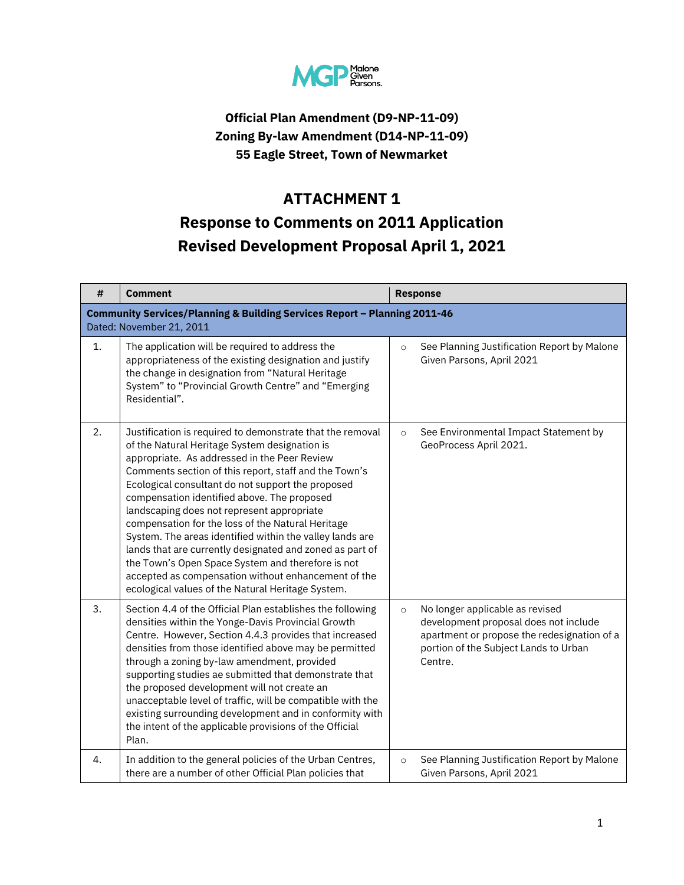Official Plan Amendment (D9-NP-11-09)
Zoning By-law Amendment (D14-NP-11-09)
55 Eagle Street, Town of Newmarket

# ATTACHMENT 1

## Response to Comments on 2011 Application
## Revised Development Proposal April 1, 2021

| # | Comment | Response |
|---|---|---|
| **Community Services/Planning & Building Services Report – Planning 2011-46** Dated: November 21, 2011 | | |
| 1. | The application will be required to address the appropriateness of the existing designation and justify the change in designation from "Natural Heritage System" to "Provincial Growth Centre" and "Emerging Residential". | ○ See Planning Justification Report by Malone Given Parsons, April 2021 |
| 2. | Justification is required to demonstrate that the removal of the Natural Heritage System designation is appropriate. As addressed in the Peer Review Comments section of this report, staff and the Town's Ecological consultant do not support the proposed compensation identified above. The proposed landscaping does not represent appropriate compensation for the loss of the Natural Heritage System. The areas identified within the valley lands are lands that are currently designated and zoned as part of the Town's Open Space System and therefore is not accepted as compensation without enhancement of the ecological values of the Natural Heritage System. | ○ See Environmental Impact Statement by GeoProcess April 2021. |
| 3. | Section 4.4 of the Official Plan establishes the following densities within the Yonge-Davis Provincial Growth Centre. However, Section 4.4.3 provides that increased densities from those identified above may be permitted through a zoning by-law amendment, provided supporting studies ae submitted that demonstrate that the proposed development will not create an unacceptable level of traffic, will be compatible with the existing surrounding development and in conformity with the intent of the applicable provisions of the Official Plan. | ○ No longer applicable as revised development proposal does not include apartment or propose the redesignation of a portion of the Subject Lands to Urban Centre. |
| 4. | In addition to the general policies of the Urban Centres, there are a number of other Official Plan policies that | ○ See Planning Justification Report by Malone Given Parsons, April 2021 |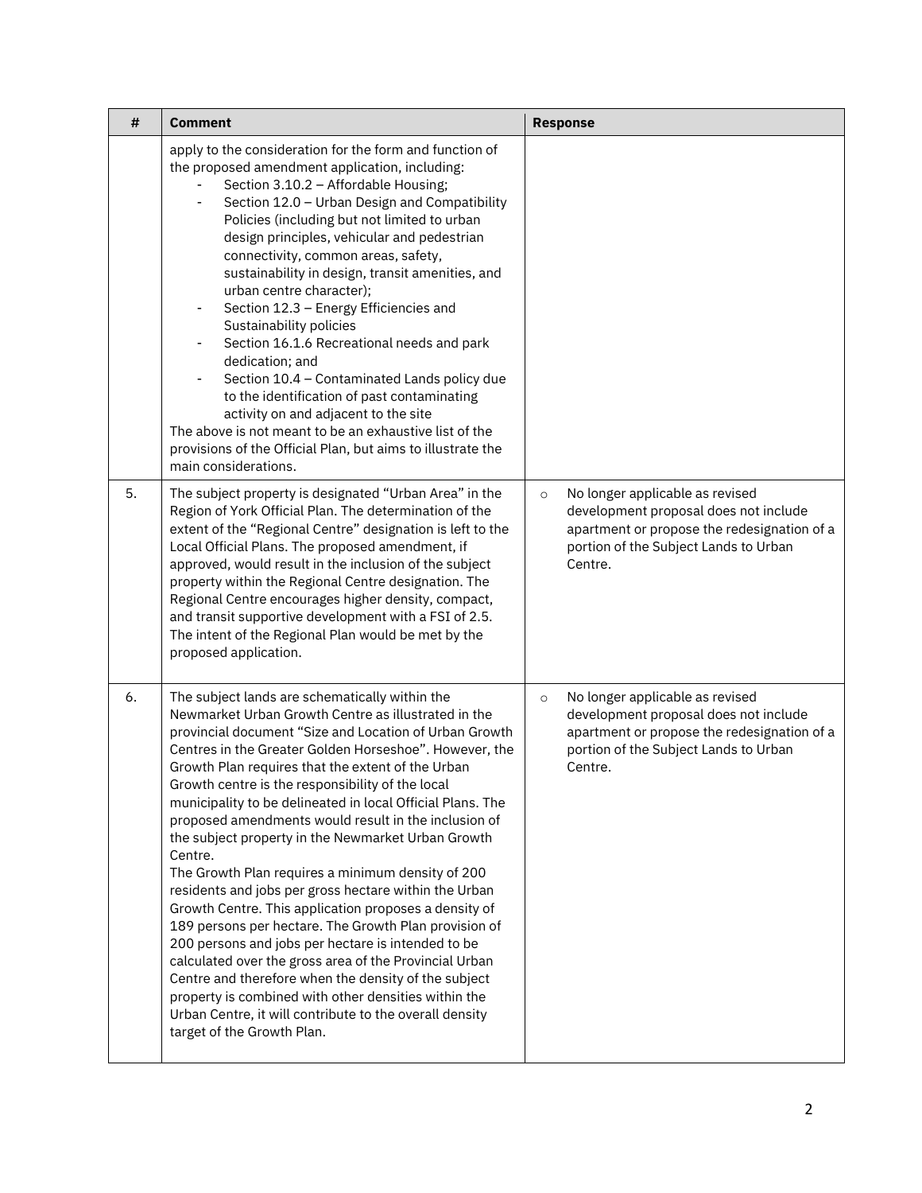| # | Comment | Response |
|---|---|---|
| | apply to the consideration for the form and function of the proposed amendment application, including:<br>- Section 3.10.2 – Affordable Housing;<br>- Section 12.0 – Urban Design and Compatibility Policies (including but not limited to urban design principles, vehicular and pedestrian connectivity, common areas, safety, sustainability in design, transit amenities, and urban centre character);<br>- Section 12.3 – Energy Efficiencies and Sustainability policies<br>- Section 16.1.6 Recreational needs and park dedication; and<br>- Section 10.4 – Contaminated Lands policy due to the identification of past contaminating activity on and adjacent to the site<br>The above is not meant to be an exhaustive list of the provisions of the Official Plan, but aims to illustrate the main considerations. | |
| 5. | The subject property is designated "Urban Area" in the Region of York Official Plan. The determination of the extent of the "Regional Centre" designation is left to the Local Official Plans. The proposed amendment, if approved, would result in the inclusion of the subject property within the Regional Centre designation. The Regional Centre encourages higher density, compact, and transit supportive development with a FSI of 2.5. The intent of the Regional Plan would be met by the proposed application. | ○ No longer applicable as revised development proposal does not include apartment or propose the redesignation of a portion of the Subject Lands to Urban Centre. |
| 6. | The subject lands are schematically within the Newmarket Urban Growth Centre as illustrated in the provincial document "Size and Location of Urban Growth Centres in the Greater Golden Horseshoe". However, the Growth Plan requires that the extent of the Urban Growth centre is the responsibility of the local municipality to be delineated in local Official Plans. The proposed amendments would result in the inclusion of the subject property in the Newmarket Urban Growth Centre.<br>The Growth Plan requires a minimum density of 200 residents and jobs per gross hectare within the Urban Growth Centre. This application proposes a density of 189 persons per hectare. The Growth Plan provision of 200 persons and jobs per hectare is intended to be calculated over the gross area of the Provincial Urban Centre and therefore when the density of the subject property is combined with other densities within the Urban Centre, it will contribute to the overall density target of the Growth Plan. | ○ No longer applicable as revised development proposal does not include apartment or propose the redesignation of a portion of the Subject Lands to Urban Centre. |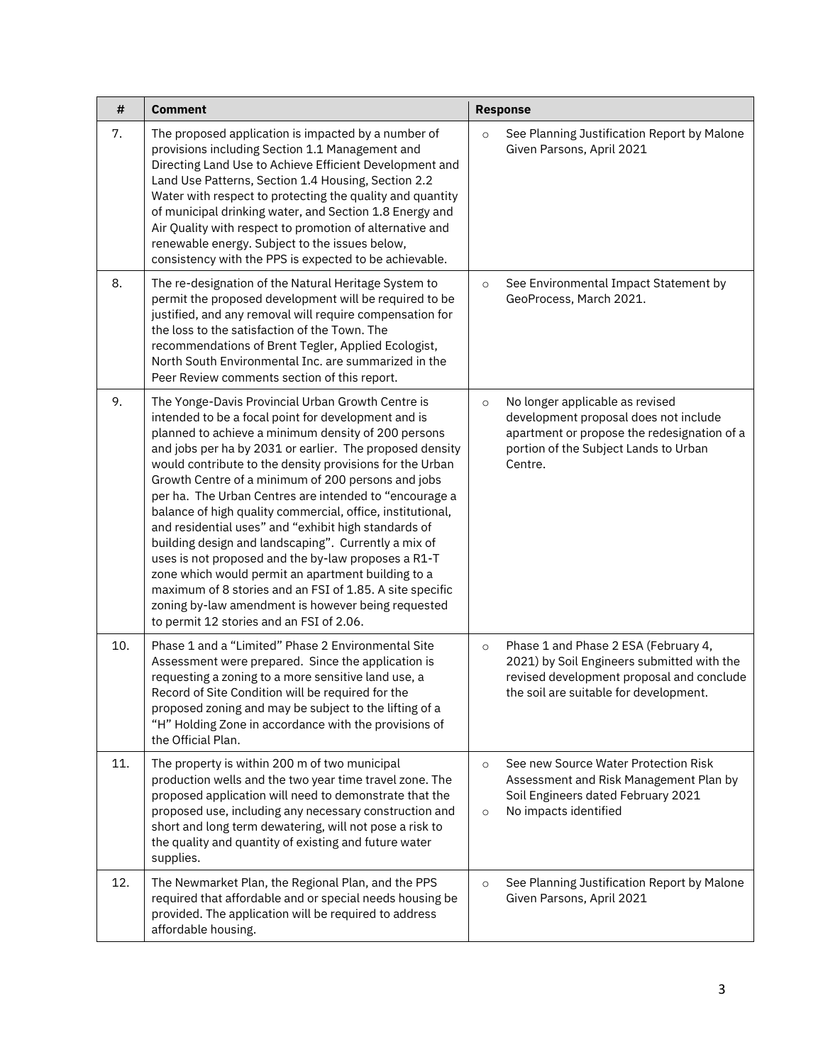| # | Comment | Response |
|---|---|---|
| 7. | The proposed application is impacted by a number of provisions including Section 1.1 Management and Directing Land Use to Achieve Efficient Development and Land Use Patterns, Section 1.4 Housing, Section 2.2 Water with respect to protecting the quality and quantity of municipal drinking water, and Section 1.8 Energy and Air Quality with respect to promotion of alternative and renewable energy. Subject to the issues below, consistency with the PPS is expected to be achievable. | ○ See Planning Justification Report by Malone Given Parsons, April 2021 |
| 8. | The re-designation of the Natural Heritage System to permit the proposed development will be required to be justified, and any removal will require compensation for the loss to the satisfaction of the Town. The recommendations of Brent Tegler, Applied Ecologist, North South Environmental Inc. are summarized in the Peer Review comments section of this report. | ○ See Environmental Impact Statement by GeoProcess, March 2021. |
| 9. | The Yonge-Davis Provincial Urban Growth Centre is intended to be a focal point for development and is planned to achieve a minimum density of 200 persons and jobs per ha by 2031 or earlier. The proposed density would contribute to the density provisions for the Urban Growth Centre of a minimum of 200 persons and jobs per ha. The Urban Centres are intended to "encourage a balance of high quality commercial, office, institutional, and residential uses" and "exhibit high standards of building design and landscaping". Currently a mix of uses is not proposed and the by-law proposes a R1-T zone which would permit an apartment building to a maximum of 8 stories and an FSI of 1.85. A site specific zoning by-law amendment is however being requested to permit 12 stories and an FSI of 2.06. | ○ No longer applicable as revised development proposal does not include apartment or propose the redesignation of a portion of the Subject Lands to Urban Centre. |
| 10. | Phase 1 and a "Limited" Phase 2 Environmental Site Assessment were prepared. Since the application is requesting a zoning to a more sensitive land use, a Record of Site Condition will be required for the proposed zoning and may be subject to the lifting of a "H" Holding Zone in accordance with the provisions of the Official Plan. | ○ Phase 1 and Phase 2 ESA (February 4, 2021) by Soil Engineers submitted with the revised development proposal and conclude the soil are suitable for development. |
| 11. | The property is within 200 m of two municipal production wells and the two year time travel zone. The proposed application will need to demonstrate that the proposed use, including any necessary construction and short and long term dewatering, will not pose a risk to the quality and quantity of existing and future water supplies. | ○ See new Source Water Protection Risk Assessment and Risk Management Plan by Soil Engineers dated February 2021<br>○ No impacts identified |
| 12. | The Newmarket Plan, the Regional Plan, and the PPS required that affordable and or special needs housing be provided. The application will be required to address affordable housing. | ○ See Planning Justification Report by Malone Given Parsons, April 2021 |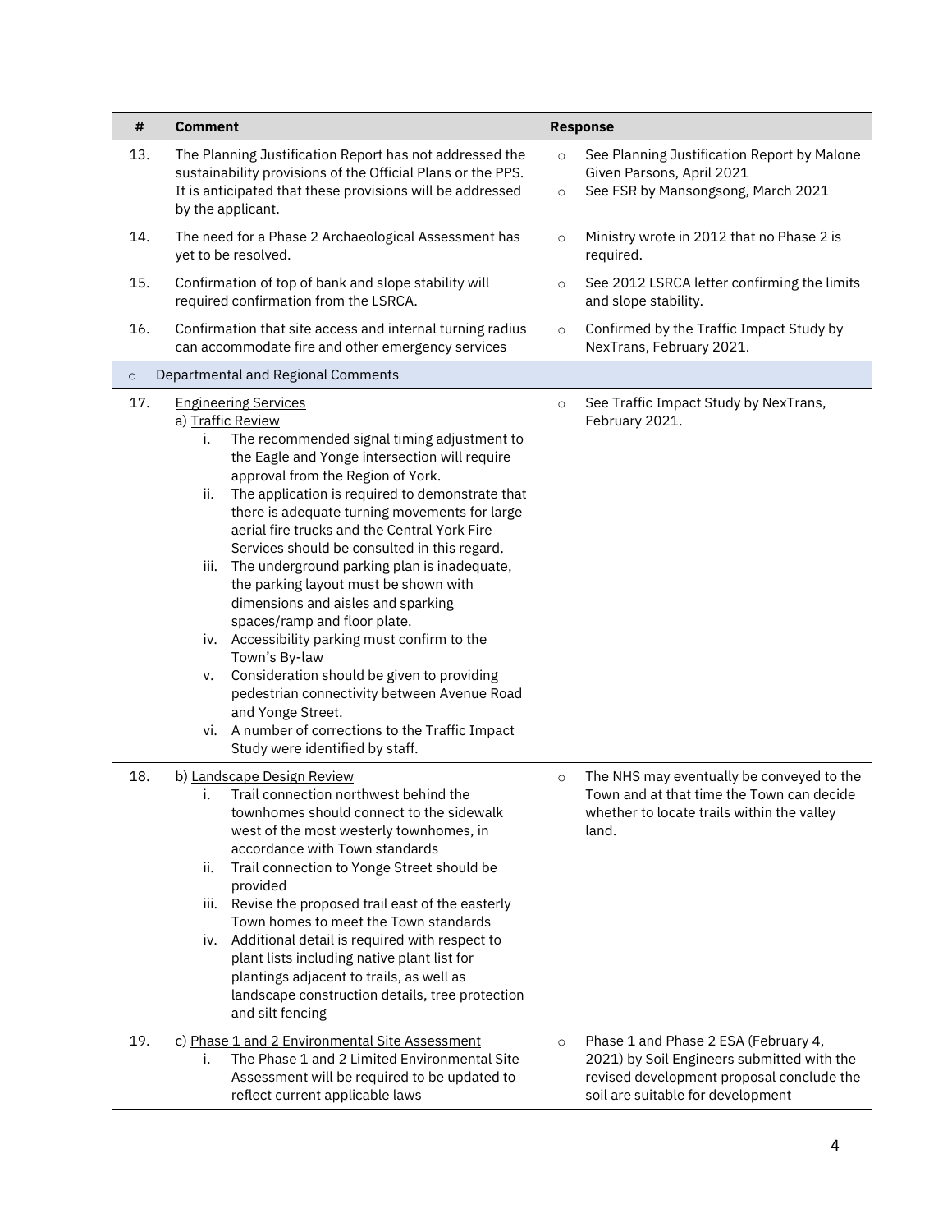| # | Comment | Response |
|---|---|---|
| 13. | The Planning Justification Report has not addressed the sustainability provisions of the Official Plans or the PPS. It is anticipated that these provisions will be addressed by the applicant. | ○ See Planning Justification Report by Malone Given Parsons, April 2021<br>○ See FSR by Mansongsong, March 2021 |
| 14. | The need for a Phase 2 Archaeological Assessment has yet to be resolved. | ○ Ministry wrote in 2012 that no Phase 2 is required. |
| 15. | Confirmation of top of bank and slope stability will required confirmation from the LSRCA. | ○ See 2012 LSRCA letter confirming the limits and slope stability. |
| 16. | Confirmation that site access and internal turning radius can accommodate fire and other emergency services | ○ Confirmed by the Traffic Impact Study by NexTrans, February 2021. |
| ○ Departmental and Regional Comments | | |
| 17. | Engineering Services<br>a) Traffic Review<br>i. The recommended signal timing adjustment to the Eagle and Yonge intersection will require approval from the Region of York.<br>ii. The application is required to demonstrate that there is adequate turning movements for large aerial fire trucks and the Central York Fire Services should be consulted in this regard.<br>iii. The underground parking plan is inadequate, the parking layout must be shown with dimensions and aisles and sparking spaces/ramp and floor plate.<br>iv. Accessibility parking must confirm to the Town's By-law<br>v. Consideration should be given to providing pedestrian connectivity between Avenue Road and Yonge Street.<br>vi. A number of corrections to the Traffic Impact Study were identified by staff. | ○ See Traffic Impact Study by NexTrans, February 2021. |
| 18. | b) Landscape Design Review<br>i. Trail connection northwest behind the townhomes should connect to the sidewalk west of the most westerly townhomes, in accordance with Town standards<br>ii. Trail connection to Yonge Street should be provided<br>iii. Revise the proposed trail east of the easterly Town homes to meet the Town standards<br>iv. Additional detail is required with respect to plant lists including native plant list for plantings adjacent to trails, as well as landscape construction details, tree protection and silt fencing | ○ The NHS may eventually be conveyed to the Town and at that time the Town can decide whether to locate trails within the valley land. |
| 19. | c) Phase 1 and 2 Environmental Site Assessment<br>i. The Phase 1 and 2 Limited Environmental Site Assessment will be required to be updated to reflect current applicable laws | ○ Phase 1 and Phase 2 ESA (February 4, 2021) by Soil Engineers submitted with the revised development proposal conclude the soil are suitable for development |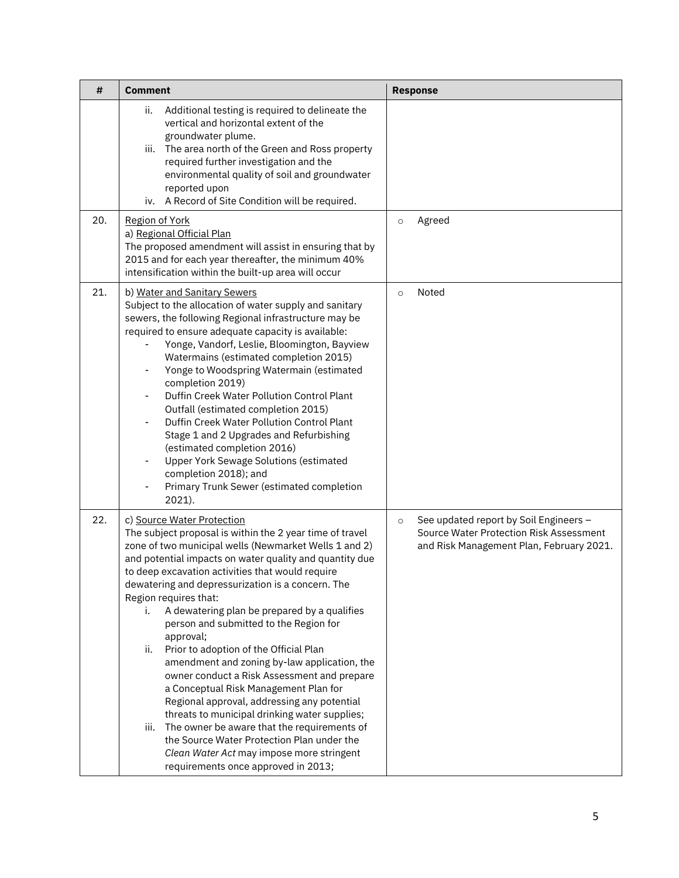| # | Comment | Response |
|---|---|---|
| | ii. Additional testing is required to delineate the vertical and horizontal extent of the groundwater plume.<br>iii. The area north of the Green and Ross property required further investigation and the environmental quality of soil and groundwater reported upon<br>iv. A Record of Site Condition will be required. | |
| 20. | Region of York<br>a) Regional Official Plan<br>The proposed amendment will assist in ensuring that by 2015 and for each year thereafter, the minimum 40% intensification within the built-up area will occur | ○ Agreed |
| 21. | b) Water and Sanitary Sewers<br>Subject to the allocation of water supply and sanitary sewers, the following Regional infrastructure may be required to ensure adequate capacity is available:<br>- Yonge, Vandorf, Leslie, Bloomington, Bayview Watermains (estimated completion 2015)<br>- Yonge to Woodspring Watermain (estimated completion 2019)<br>- Duffin Creek Water Pollution Control Plant Outfall (estimated completion 2015)<br>- Duffin Creek Water Pollution Control Plant Stage 1 and 2 Upgrades and Refurbishing (estimated completion 2016)<br>- Upper York Sewage Solutions (estimated completion 2018); and<br>- Primary Trunk Sewer (estimated completion 2021). | ○ Noted |
| 22. | c) Source Water Protection<br>The subject proposal is within the 2 year time of travel zone of two municipal wells (Newmarket Wells 1 and 2) and potential impacts on water quality and quantity due to deep excavation activities that would require dewatering and depressurization is a concern. The Region requires that:<br>i. A dewatering plan be prepared by a qualifies person and submitted to the Region for approval;<br>ii. Prior to adoption of the Official Plan amendment and zoning by-law application, the owner conduct a Risk Assessment and prepare a Conceptual Risk Management Plan for Regional approval, addressing any potential threats to municipal drinking water supplies;<br>iii. The owner be aware that the requirements of the Source Water Protection Plan under the *Clean Water Act* may impose more stringent requirements once approved in 2013; | ○ See updated report by Soil Engineers – Source Water Protection Risk Assessment and Risk Management Plan, February 2021. |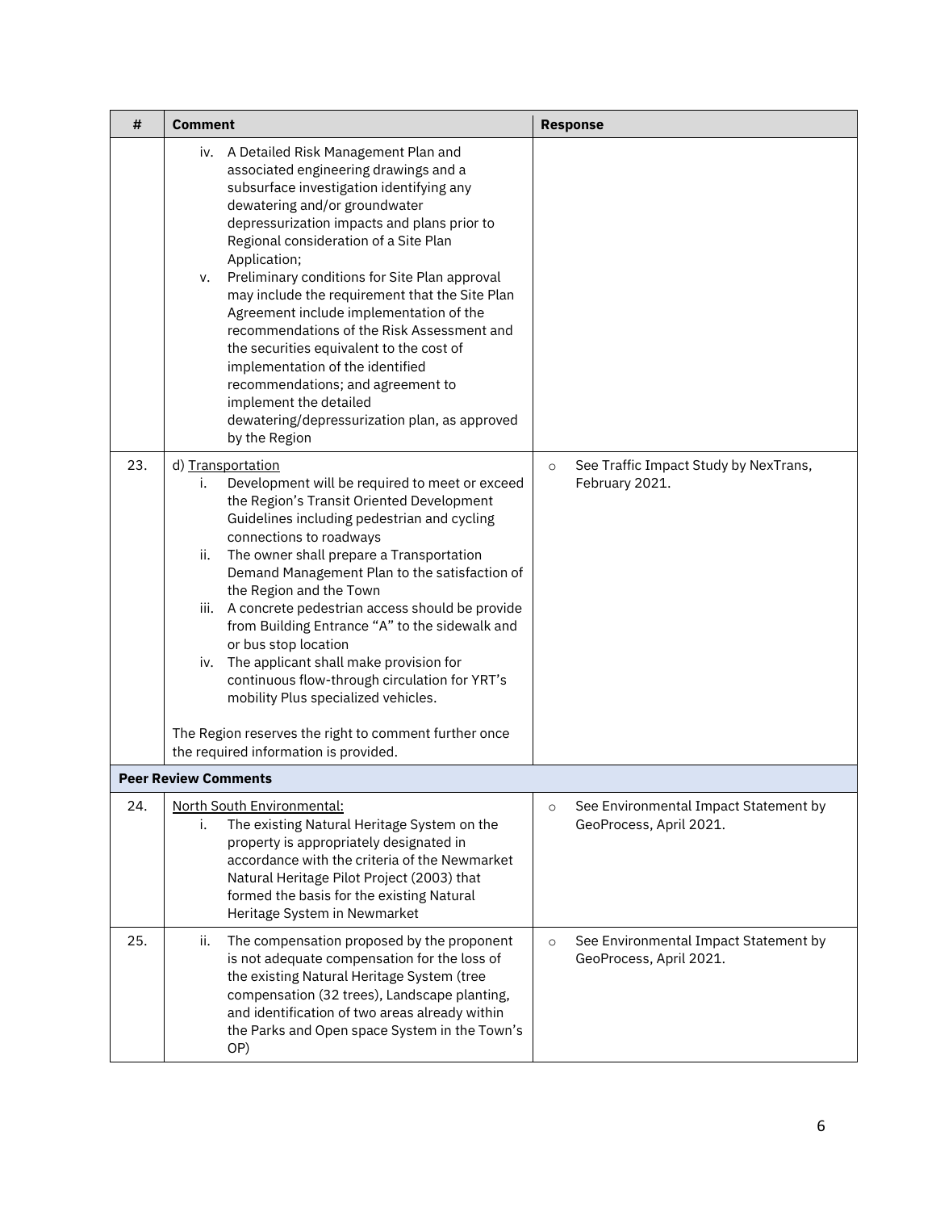| # | Comment | Response |
|---|---|---|
| | iv. A Detailed Risk Management Plan and associated engineering drawings and a subsurface investigation identifying any dewatering and/or groundwater depressurization impacts and plans prior to Regional consideration of a Site Plan Application;<br>v. Preliminary conditions for Site Plan approval may include the requirement that the Site Plan Agreement include implementation of the recommendations of the Risk Assessment and the securities equivalent to the cost of implementation of the identified recommendations; and agreement to implement the detailed dewatering/depressurization plan, as approved by the Region | |
| 23. | d) Transportation<br>i. Development will be required to meet or exceed the Region's Transit Oriented Development Guidelines including pedestrian and cycling connections to roadways<br>ii. The owner shall prepare a Transportation Demand Management Plan to the satisfaction of the Region and the Town<br>iii. A concrete pedestrian access should be provide from Building Entrance "A" to the sidewalk and or bus stop location<br>iv. The applicant shall make provision for continuous flow-through circulation for YRT's mobility Plus specialized vehicles.<br><br>The Region reserves the right to comment further once the required information is provided. | ○ See Traffic Impact Study by NexTrans, February 2021. |
| **Peer Review Comments** | | |
| 24. | North South Environmental:<br>i. The existing Natural Heritage System on the property is appropriately designated in accordance with the criteria of the Newmarket Natural Heritage Pilot Project (2003) that formed the basis for the existing Natural Heritage System in Newmarket | ○ See Environmental Impact Statement by GeoProcess, April 2021. |
| 25. | ii. The compensation proposed by the proponent is not adequate compensation for the loss of the existing Natural Heritage System (tree compensation (32 trees), Landscape planting, and identification of two areas already within the Parks and Open space System in the Town's OP) | ○ See Environmental Impact Statement by GeoProcess, April 2021. |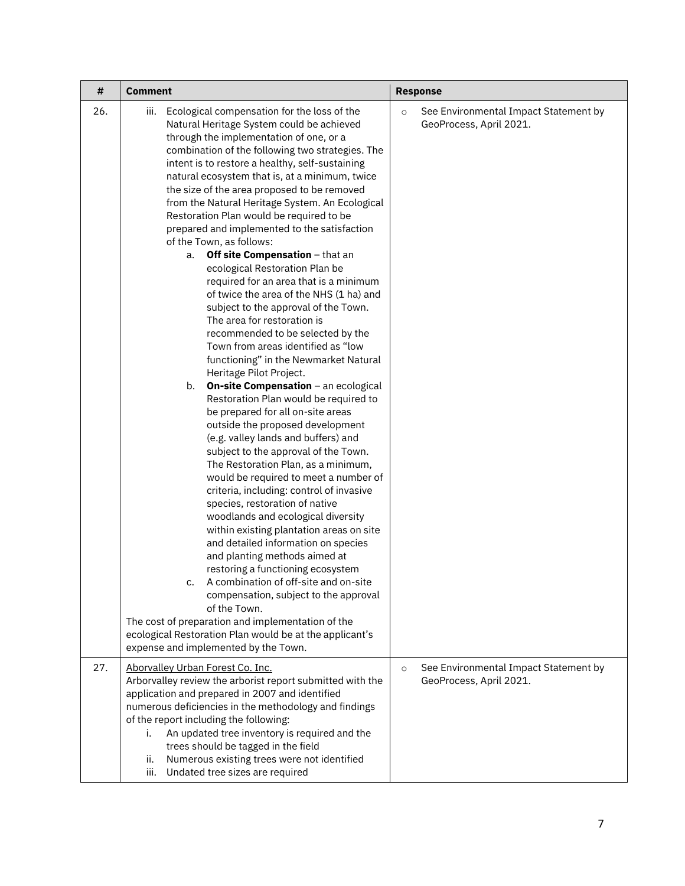| # | Comment | Response |
|---|---|---|
| 26. | iii. Ecological compensation for the loss of the Natural Heritage System could be achieved through the implementation of one, or a combination of the following two strategies. The intent is to restore a healthy, self-sustaining natural ecosystem that is, at a minimum, twice the size of the area proposed to be removed from the Natural Heritage System. An Ecological Restoration Plan would be required to be prepared and implemented to the satisfaction of the Town, as follows:<br>a. **Off site Compensation** – that an ecological Restoration Plan be required for an area that is a minimum of twice the area of the NHS (1 ha) and subject to the approval of the Town. The area for restoration is recommended to be selected by the Town from areas identified as "low functioning" in the Newmarket Natural Heritage Pilot Project.<br>b. **On-site Compensation** – an ecological Restoration Plan would be required to be prepared for all on-site areas outside the proposed development (e.g. valley lands and buffers) and subject to the approval of the Town. The Restoration Plan, as a minimum, would be required to meet a number of criteria, including: control of invasive species, restoration of native woodlands and ecological diversity within existing plantation areas on site and detailed information on species and planting methods aimed at restoring a functioning ecosystem<br>c. A combination of off-site and on-site compensation, subject to the approval of the Town.<br>The cost of preparation and implementation of the ecological Restoration Plan would be at the applicant's expense and implemented by the Town. | ○ See Environmental Impact Statement by GeoProcess, April 2021. |
| 27. | Aborvalley Urban Forest Co. Inc.<br>Arborvalley review the arborist report submitted with the application and prepared in 2007 and identified numerous deficiencies in the methodology and findings of the report including the following:<br>i. An updated tree inventory is required and the trees should be tagged in the field<br>ii. Numerous existing trees were not identified<br>iii. Undated tree sizes are required | ○ See Environmental Impact Statement by GeoProcess, April 2021. |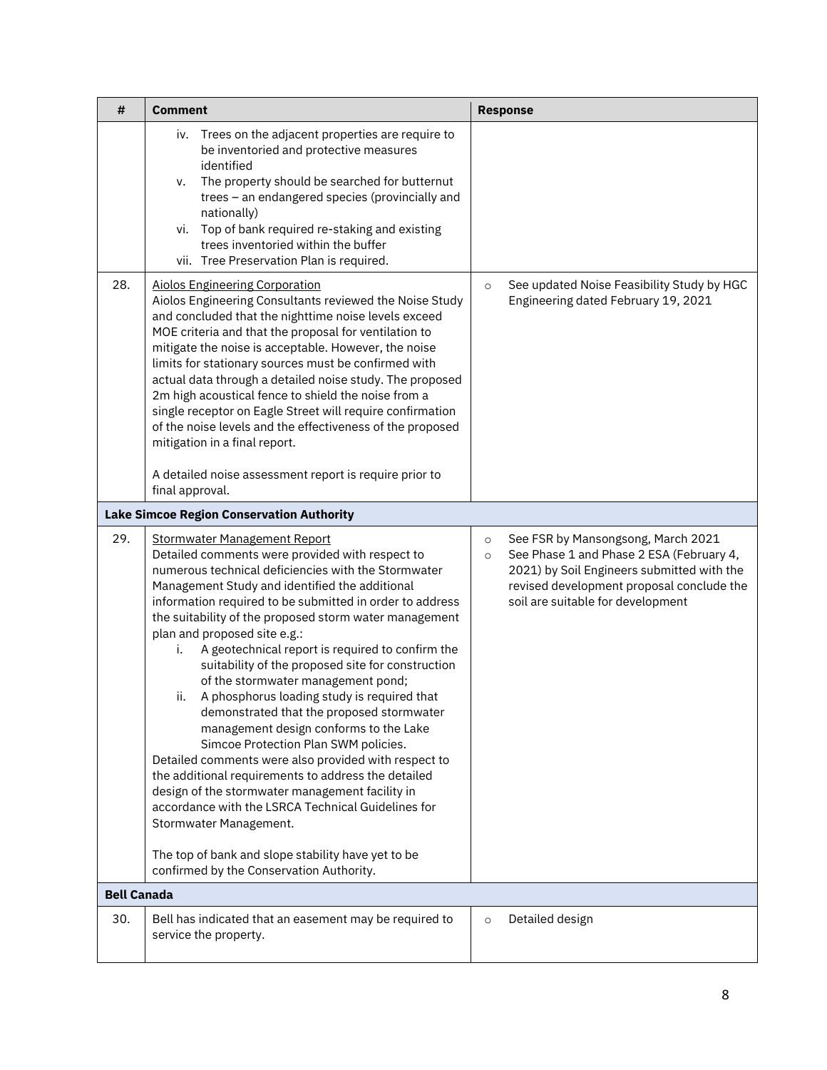| # | Comment | Response |
|---|---|---|
| | iv. Trees on the adjacent properties are require to be inventoried and protective measures identified<br>v. The property should be searched for butternut trees – an endangered species (provincially and nationally)<br>vi. Top of bank required re-staking and existing trees inventoried within the buffer<br>vii. Tree Preservation Plan is required. | |
| 28. | Aiolos Engineering Corporation<br>Aiolos Engineering Consultants reviewed the Noise Study and concluded that the nighttime noise levels exceed MOE criteria and that the proposal for ventilation to mitigate the noise is acceptable. However, the noise limits for stationary sources must be confirmed with actual data through a detailed noise study. The proposed 2m high acoustical fence to shield the noise from a single receptor on Eagle Street will require confirmation of the noise levels and the effectiveness of the proposed mitigation in a final report.<br><br>A detailed noise assessment report is require prior to final approval. | ○ See updated Noise Feasibility Study by HGC Engineering dated February 19, 2021 |
| **Lake Simcoe Region Conservation Authority** | | |
| 29. | Stormwater Management Report<br>Detailed comments were provided with respect to numerous technical deficiencies with the Stormwater Management Study and identified the additional information required to be submitted in order to address the suitability of the proposed storm water management plan and proposed site e.g.:<br>i. A geotechnical report is required to confirm the suitability of the proposed site for construction of the stormwater management pond;<br>ii. A phosphorus loading study is required that demonstrated that the proposed stormwater management design conforms to the Lake Simcoe Protection Plan SWM policies.<br>Detailed comments were also provided with respect to the additional requirements to address the detailed design of the stormwater management facility in accordance with the LSRCA Technical Guidelines for Stormwater Management.<br><br>The top of bank and slope stability have yet to be confirmed by the Conservation Authority. | ○ See FSR by Mansongsong, March 2021<br>○ See Phase 1 and Phase 2 ESA (February 4, 2021) by Soil Engineers submitted with the revised development proposal conclude the soil are suitable for development |
| **Bell Canada** | | |
| 30. | Bell has indicated that an easement may be required to service the property. | ○ Detailed design |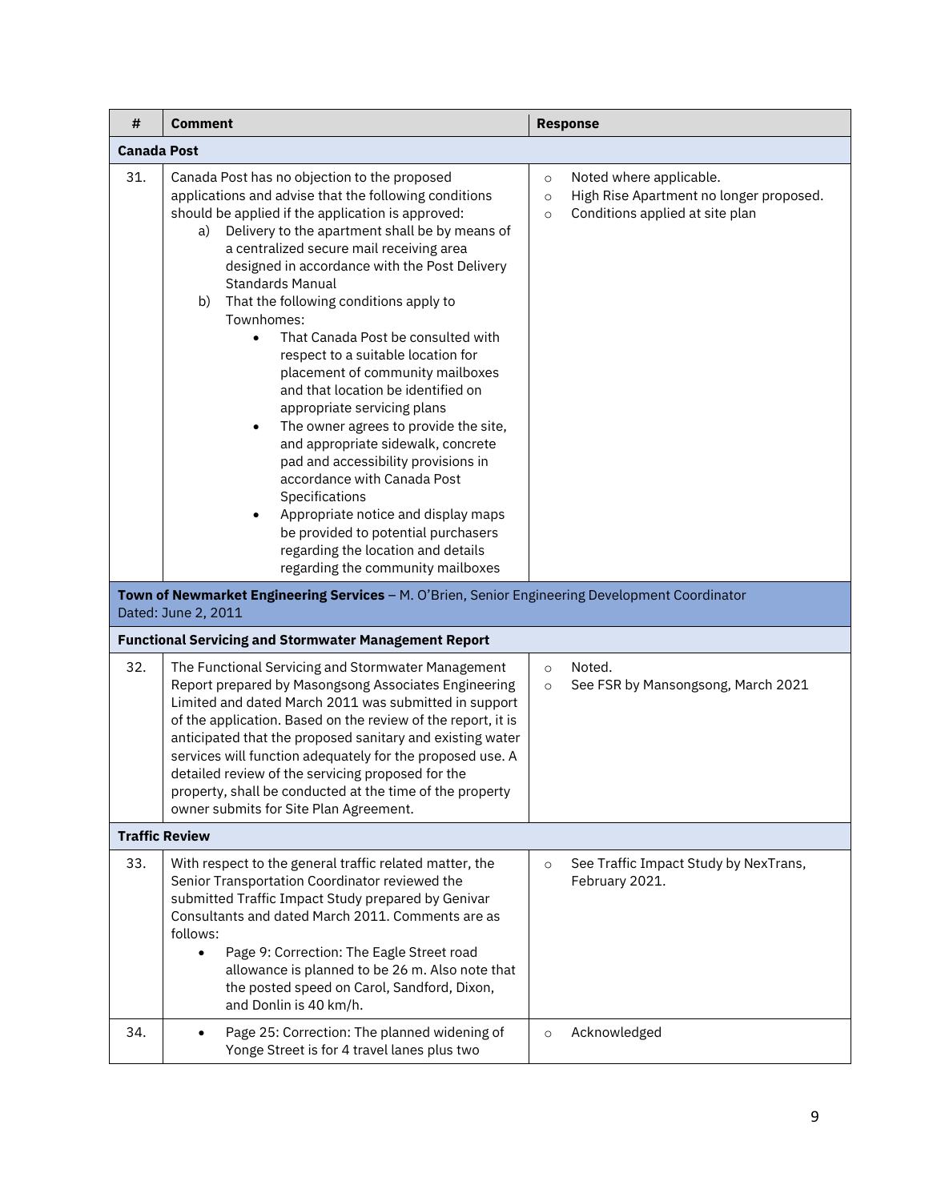| # | Comment | Response |
|---|---|---|
| **Canada Post** | | |
| 31. | Canada Post has no objection to the proposed applications and advise that the following conditions should be applied if the application is approved:<br>a) Delivery to the apartment shall be by means of a centralized secure mail receiving area designed in accordance with the Post Delivery Standards Manual<br>b) That the following conditions apply to Townhomes:<br>• That Canada Post be consulted with respect to a suitable location for placement of community mailboxes and that location be identified on appropriate servicing plans<br>• The owner agrees to provide the site, and appropriate sidewalk, concrete pad and accessibility provisions in accordance with Canada Post Specifications<br>• Appropriate notice and display maps be provided to potential purchasers regarding the location and details regarding the community mailboxes | ○ Noted where applicable.<br>○ High Rise Apartment no longer proposed.<br>○ Conditions applied at site plan |
| **Town of Newmarket Engineering Services** – M. O'Brien, Senior Engineering Development Coordinator Dated: June 2, 2011 | | |
| **Functional Servicing and Stormwater Management Report** | | |
| 32. | The Functional Servicing and Stormwater Management Report prepared by Masongsong Associates Engineering Limited and dated March 2011 was submitted in support of the application. Based on the review of the report, it is anticipated that the proposed sanitary and existing water services will function adequately for the proposed use. A detailed review of the servicing proposed for the property, shall be conducted at the time of the property owner submits for Site Plan Agreement. | ○ Noted.<br>○ See FSR by Mansongsong, March 2021 |
| **Traffic Review** | | |
| 33. | With respect to the general traffic related matter, the Senior Transportation Coordinator reviewed the submitted Traffic Impact Study prepared by Genivar Consultants and dated March 2011. Comments are as follows:<br>• Page 9: Correction: The Eagle Street road allowance is planned to be 26 m. Also note that the posted speed on Carol, Sandford, Dixon, and Donlin is 40 km/h. | ○ See Traffic Impact Study by NexTrans, February 2021. |
| 34. | • Page 25: Correction: The planned widening of Yonge Street is for 4 travel lanes plus two | ○ Acknowledged |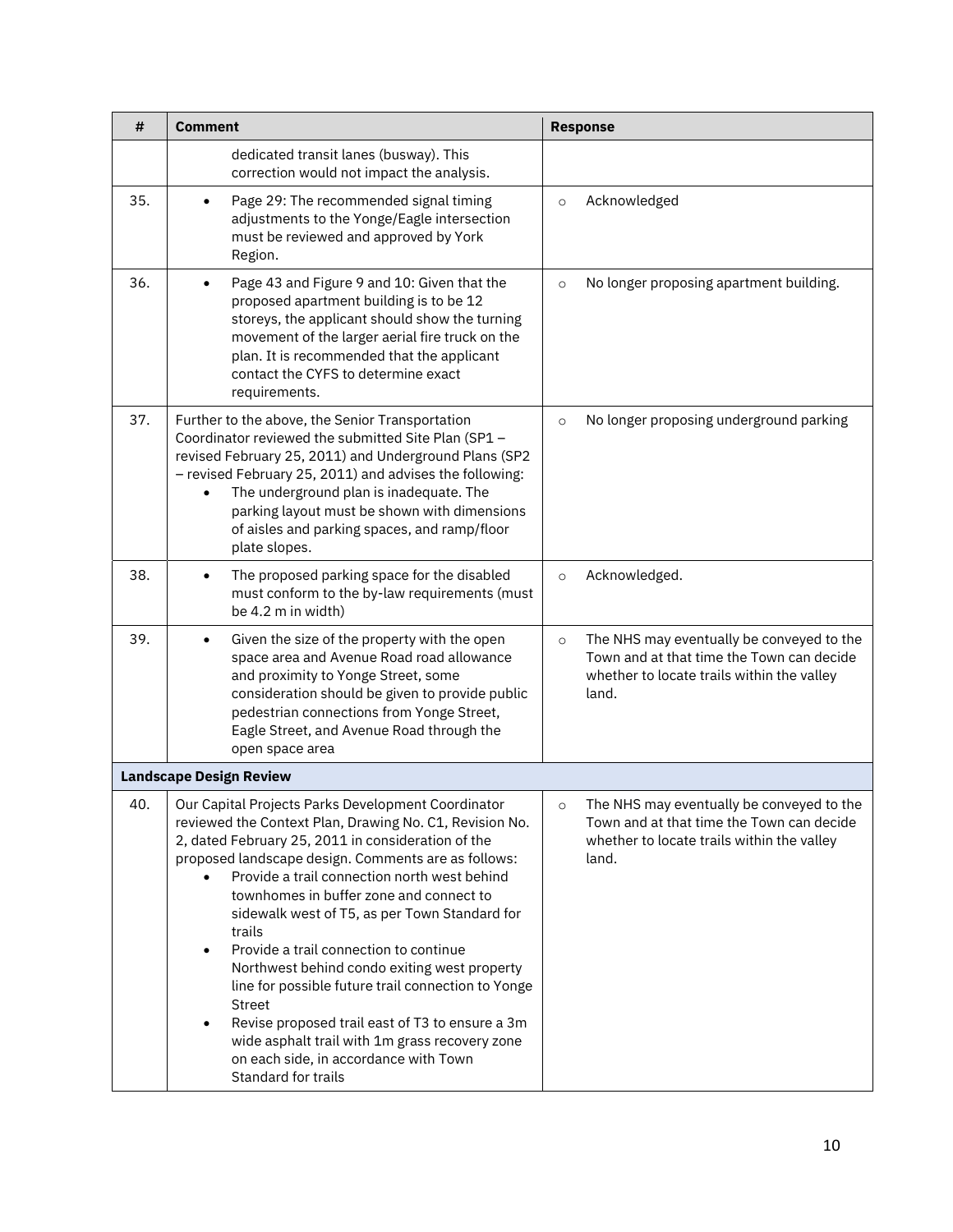| # | Comment | Response |
|---|---|---|
| | dedicated transit lanes (busway). This correction would not impact the analysis. | |
| 35. | • Page 29: The recommended signal timing adjustments to the Yonge/Eagle intersection must be reviewed and approved by York Region. | ○ Acknowledged |
| 36. | • Page 43 and Figure 9 and 10: Given that the proposed apartment building is to be 12 storeys, the applicant should show the turning movement of the larger aerial fire truck on the plan. It is recommended that the applicant contact the CYFS to determine exact requirements. | ○ No longer proposing apartment building. |
| 37. | Further to the above, the Senior Transportation Coordinator reviewed the submitted Site Plan (SP1 – revised February 25, 2011) and Underground Plans (SP2 – revised February 25, 2011) and advises the following:<br>• The underground plan is inadequate. The parking layout must be shown with dimensions of aisles and parking spaces, and ramp/floor plate slopes. | ○ No longer proposing underground parking |
| 38. | • The proposed parking space for the disabled must conform to the by-law requirements (must be 4.2 m in width) | ○ Acknowledged. |
| 39. | • Given the size of the property with the open space area and Avenue Road road allowance and proximity to Yonge Street, some consideration should be given to provide public pedestrian connections from Yonge Street, Eagle Street, and Avenue Road through the open space area | ○ The NHS may eventually be conveyed to the Town and at that time the Town can decide whether to locate trails within the valley land. |
| **Landscape Design Review** | | |
| 40. | Our Capital Projects Parks Development Coordinator reviewed the Context Plan, Drawing No. C1, Revision No. 2, dated February 25, 2011 in consideration of the proposed landscape design. Comments are as follows:<br>• Provide a trail connection north west behind townhomes in buffer zone and connect to sidewalk west of T5, as per Town Standard for trails<br>• Provide a trail connection to continue Northwest behind condo exiting west property line for possible future trail connection to Yonge Street<br>• Revise proposed trail east of T3 to ensure a 3m wide asphalt trail with 1m grass recovery zone on each side, in accordance with Town Standard for trails | ○ The NHS may eventually be conveyed to the Town and at that time the Town can decide whether to locate trails within the valley land. |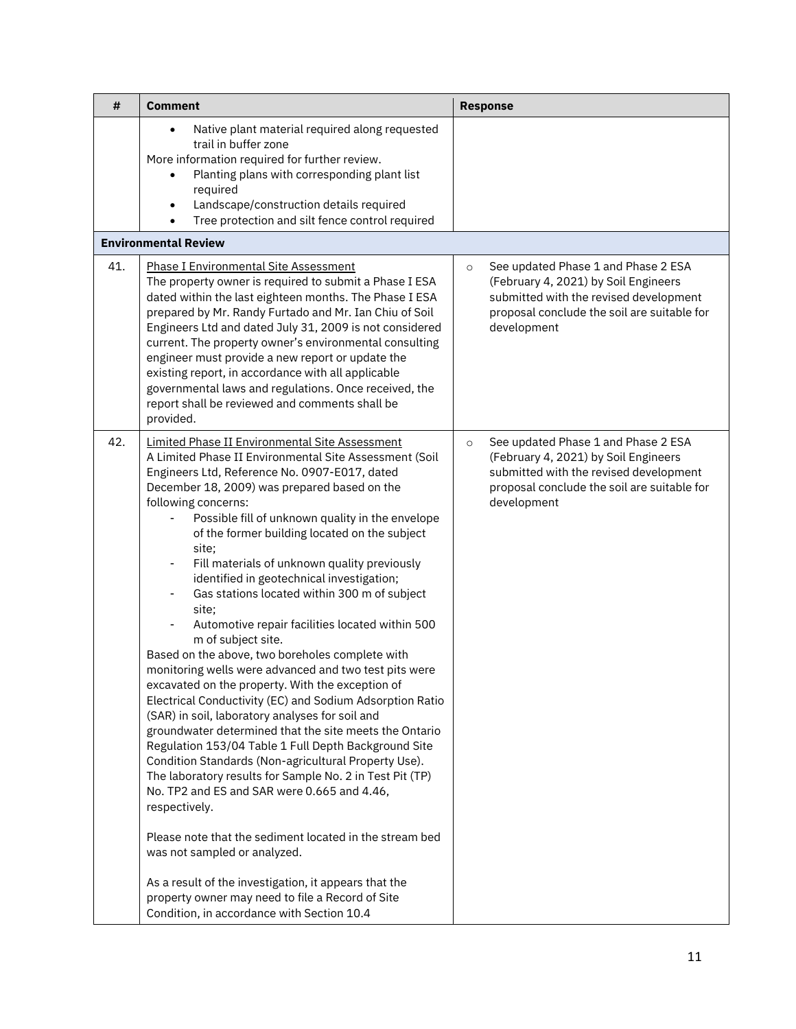| # | Comment | Response |
|---|---|---|
| | • Native plant material required along requested trail in buffer zone<br>More information required for further review.<br>• Planting plans with corresponding plant list required<br>• Landscape/construction details required<br>• Tree protection and silt fence control required | |
| **Environmental Review** | | |
| 41. | <u>Phase I Environmental Site Assessment</u><br>The property owner is required to submit a Phase I ESA dated within the last eighteen months. The Phase I ESA prepared by Mr. Randy Furtado and Mr. Ian Chiu of Soil Engineers Ltd and dated July 31, 2009 is not considered current. The property owner's environmental consulting engineer must provide a new report or update the existing report, in accordance with all applicable governmental laws and regulations. Once received, the report shall be reviewed and comments shall be provided. | ○ See updated Phase 1 and Phase 2 ESA (February 4, 2021) by Soil Engineers submitted with the revised development proposal conclude the soil are suitable for development |
| 42. | <u>Limited Phase II Environmental Site Assessment</u><br>A Limited Phase II Environmental Site Assessment (Soil Engineers Ltd, Reference No. 0907-E017, dated December 18, 2009) was prepared based on the following concerns:<br>- Possible fill of unknown quality in the envelope of the former building located on the subject site;<br>- Fill materials of unknown quality previously identified in geotechnical investigation;<br>- Gas stations located within 300 m of subject site;<br>- Automotive repair facilities located within 500 m of subject site.<br>Based on the above, two boreholes complete with monitoring wells were advanced and two test pits were excavated on the property. With the exception of Electrical Conductivity (EC) and Sodium Adsorption Ratio (SAR) in soil, laboratory analyses for soil and groundwater determined that the site meets the Ontario Regulation 153/04 Table 1 Full Depth Background Site Condition Standards (Non-agricultural Property Use). The laboratory results for Sample No. 2 in Test Pit (TP) No. TP2 and ES and SAR were 0.665 and 4.46, respectively.<br><br>Please note that the sediment located in the stream bed was not sampled or analyzed.<br><br>As a result of the investigation, it appears that the property owner may need to file a Record of Site Condition, in accordance with Section 10.4 | ○ See updated Phase 1 and Phase 2 ESA (February 4, 2021) by Soil Engineers submitted with the revised development proposal conclude the soil are suitable for development |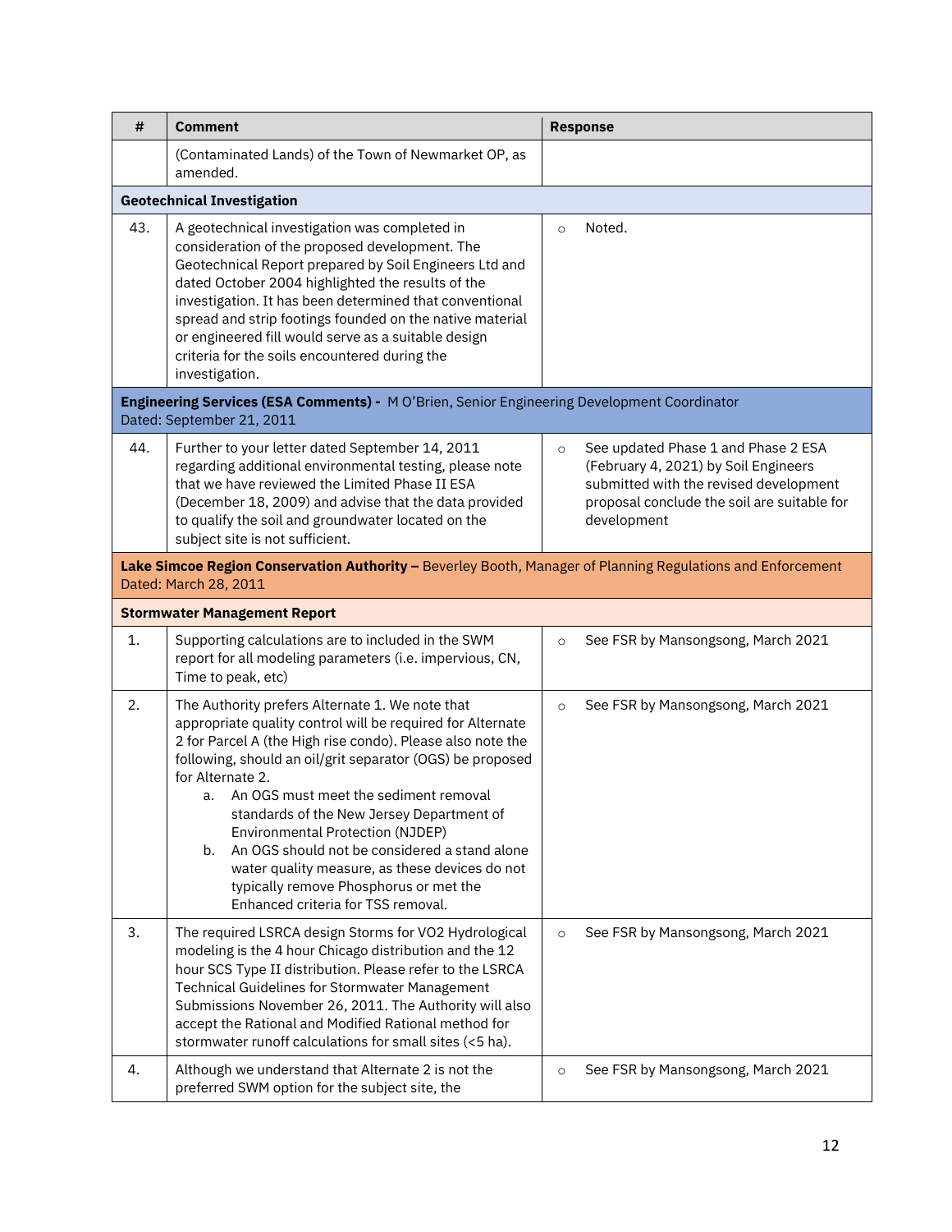| # | Comment | Response |
|---|---|---|
| | (Contaminated Lands) of the Town of Newmarket OP, as amended. | |
| **Geotechnical Investigation** | | |
| 43. | A geotechnical investigation was completed in consideration of the proposed development. The Geotechnical Report prepared by Soil Engineers Ltd and dated October 2004 highlighted the results of the investigation. It has been determined that conventional spread and strip footings founded on the native material or engineered fill would serve as a suitable design criteria for the soils encountered during the investigation. | ○ Noted. |
| **Engineering Services (ESA Comments) -** M O'Brien, Senior Engineering Development Coordinator Dated: September 21, 2011 | | |
| 44. | Further to your letter dated September 14, 2011 regarding additional environmental testing, please note that we have reviewed the Limited Phase II ESA (December 18, 2009) and advise that the data provided to qualify the soil and groundwater located on the subject site is not sufficient. | ○ See updated Phase 1 and Phase 2 ESA (February 4, 2021) by Soil Engineers submitted with the revised development proposal conclude the soil are suitable for development |
| **Lake Simcoe Region Conservation Authority –** Beverley Booth, Manager of Planning Regulations and Enforcement Dated: March 28, 2011 | | |
| **Stormwater Management Report** | | |
| 1. | Supporting calculations are to included in the SWM report for all modeling parameters (i.e. impervious, CN, Time to peak, etc) | ○ See FSR by Mansongsong, March 2021 |
| 2. | The Authority prefers Alternate 1. We note that appropriate quality control will be required for Alternate 2 for Parcel A (the High rise condo). Please also note the following, should an oil/grit separator (OGS) be proposed for Alternate 2.<br>a. An OGS must meet the sediment removal standards of the New Jersey Department of Environmental Protection (NJDEP)<br>b. An OGS should not be considered a stand alone water quality measure, as these devices do not typically remove Phosphorus or met the Enhanced criteria for TSS removal. | ○ See FSR by Mansongsong, March 2021 |
| 3. | The required LSRCA design Storms for VO2 Hydrological modeling is the 4 hour Chicago distribution and the 12 hour SCS Type II distribution. Please refer to the LSRCA Technical Guidelines for Stormwater Management Submissions November 26, 2011. The Authority will also accept the Rational and Modified Rational method for stormwater runoff calculations for small sites (<5 ha). | ○ See FSR by Mansongsong, March 2021 |
| 4. | Although we understand that Alternate 2 is not the preferred SWM option for the subject site, the | ○ See FSR by Mansongsong, March 2021 |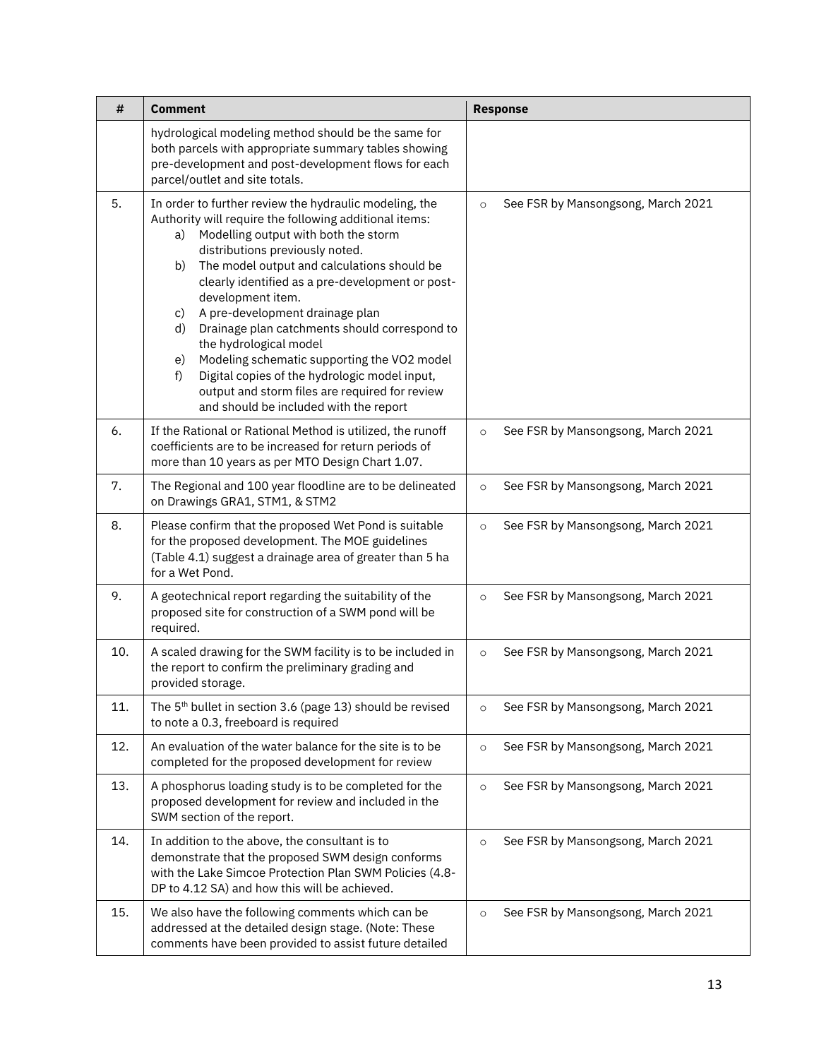| # | Comment | Response |
|---|---|---|
| | hydrological modeling method should be the same for both parcels with appropriate summary tables showing pre-development and post-development flows for each parcel/outlet and site totals. | |
| 5. | In order to further review the hydraulic modeling, the Authority will require the following additional items:<br>a) Modelling output with both the storm distributions previously noted.<br>b) The model output and calculations should be clearly identified as a pre-development or post-development item.<br>c) A pre-development drainage plan<br>d) Drainage plan catchments should correspond to the hydrological model<br>e) Modeling schematic supporting the VO2 model<br>f) Digital copies of the hydrologic model input, output and storm files are required for review and should be included with the report | ○ See FSR by Mansongsong, March 2021 |
| 6. | If the Rational or Rational Method is utilized, the runoff coefficients are to be increased for return periods of more than 10 years as per MTO Design Chart 1.07. | ○ See FSR by Mansongsong, March 2021 |
| 7. | The Regional and 100 year floodline are to be delineated on Drawings GRA1, STM1, & STM2 | ○ See FSR by Mansongsong, March 2021 |
| 8. | Please confirm that the proposed Wet Pond is suitable for the proposed development. The MOE guidelines (Table 4.1) suggest a drainage area of greater than 5 ha for a Wet Pond. | ○ See FSR by Mansongsong, March 2021 |
| 9. | A geotechnical report regarding the suitability of the proposed site for construction of a SWM pond will be required. | ○ See FSR by Mansongsong, March 2021 |
| 10. | A scaled drawing for the SWM facility is to be included in the report to confirm the preliminary grading and provided storage. | ○ See FSR by Mansongsong, March 2021 |
| 11. | The 5th bullet in section 3.6 (page 13) should be revised to note a 0.3, freeboard is required | ○ See FSR by Mansongsong, March 2021 |
| 12. | An evaluation of the water balance for the site is to be completed for the proposed development for review | ○ See FSR by Mansongsong, March 2021 |
| 13. | A phosphorus loading study is to be completed for the proposed development for review and included in the SWM section of the report. | ○ See FSR by Mansongsong, March 2021 |
| 14. | In addition to the above, the consultant is to demonstrate that the proposed SWM design conforms with the Lake Simcoe Protection Plan SWM Policies (4.8-DP to 4.12 SA) and how this will be achieved. | ○ See FSR by Mansongsong, March 2021 |
| 15. | We also have the following comments which can be addressed at the detailed design stage. (Note: These comments have been provided to assist future detailed | ○ See FSR by Mansongsong, March 2021 |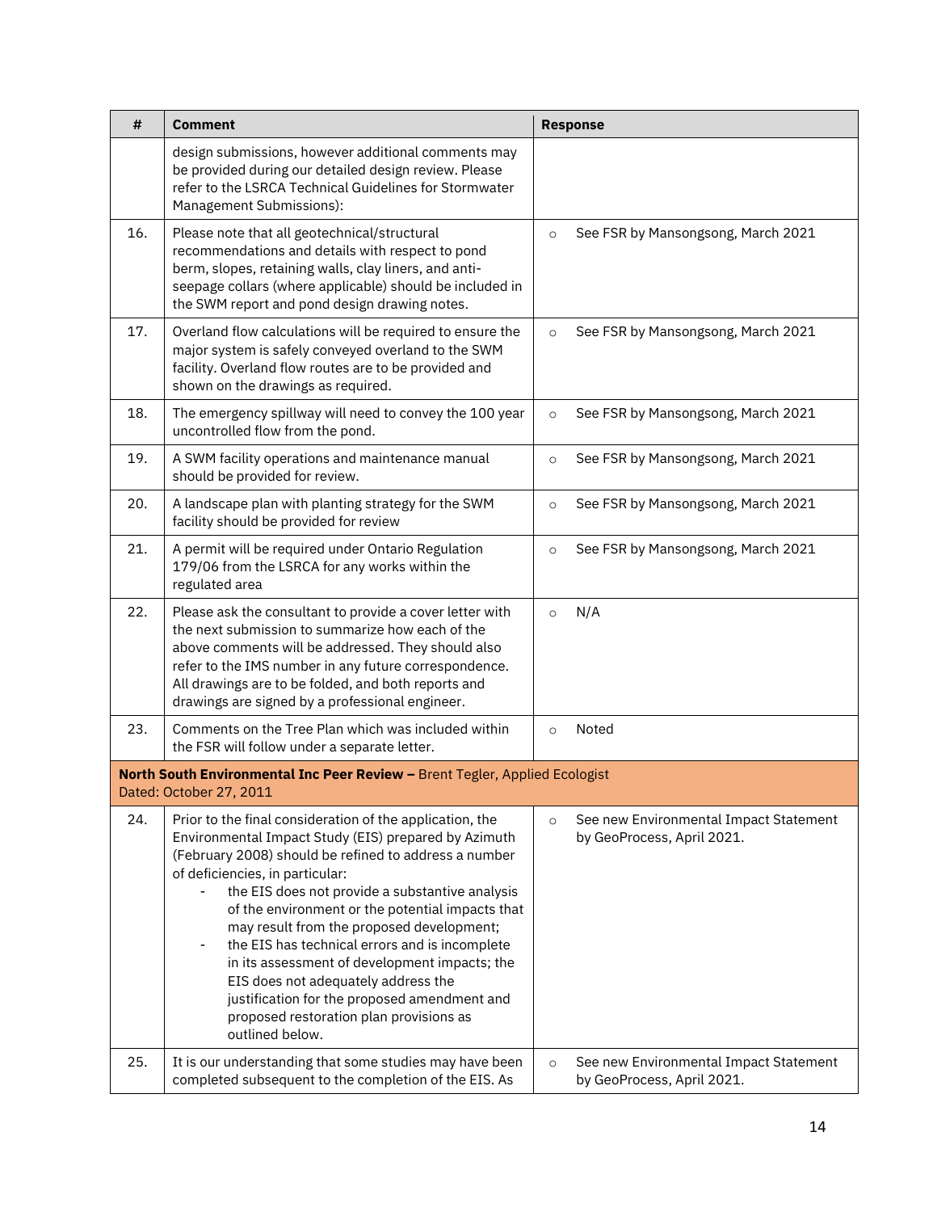| # | Comment | Response |
|---|---|---|
| | design submissions, however additional comments may be provided during our detailed design review. Please refer to the LSRCA Technical Guidelines for Stormwater Management Submissions): | |
| 16. | Please note that all geotechnical/structural recommendations and details with respect to pond berm, slopes, retaining walls, clay liners, and anti-seepage collars (where applicable) should be included in the SWM report and pond design drawing notes. | ○ See FSR by Mansongsong, March 2021 |
| 17. | Overland flow calculations will be required to ensure the major system is safely conveyed overland to the SWM facility. Overland flow routes are to be provided and shown on the drawings as required. | ○ See FSR by Mansongsong, March 2021 |
| 18. | The emergency spillway will need to convey the 100 year uncontrolled flow from the pond. | ○ See FSR by Mansongsong, March 2021 |
| 19. | A SWM facility operations and maintenance manual should be provided for review. | ○ See FSR by Mansongsong, March 2021 |
| 20. | A landscape plan with planting strategy for the SWM facility should be provided for review | ○ See FSR by Mansongsong, March 2021 |
| 21. | A permit will be required under Ontario Regulation 179/06 from the LSRCA for any works within the regulated area | ○ See FSR by Mansongsong, March 2021 |
| 22. | Please ask the consultant to provide a cover letter with the next submission to summarize how each of the above comments will be addressed. They should also refer to the IMS number in any future correspondence. All drawings are to be folded, and both reports and drawings are signed by a professional engineer. | ○ N/A |
| 23. | Comments on the Tree Plan which was included within the FSR will follow under a separate letter. | ○ Noted |
| **North South Environmental Inc Peer Review –** Brent Tegler, Applied Ecologist<br>Dated: October 27, 2011 | | |
| 24. | Prior to the final consideration of the application, the Environmental Impact Study (EIS) prepared by Azimuth (February 2008) should be refined to address a number of deficiencies, in particular:<br>- the EIS does not provide a substantive analysis of the environment or the potential impacts that may result from the proposed development;<br>- the EIS has technical errors and is incomplete in its assessment of development impacts; the EIS does not adequately address the justification for the proposed amendment and proposed restoration plan provisions as outlined below. | ○ See new Environmental Impact Statement by GeoProcess, April 2021. |
| 25. | It is our understanding that some studies may have been completed subsequent to the completion of the EIS. As | ○ See new Environmental Impact Statement by GeoProcess, April 2021. |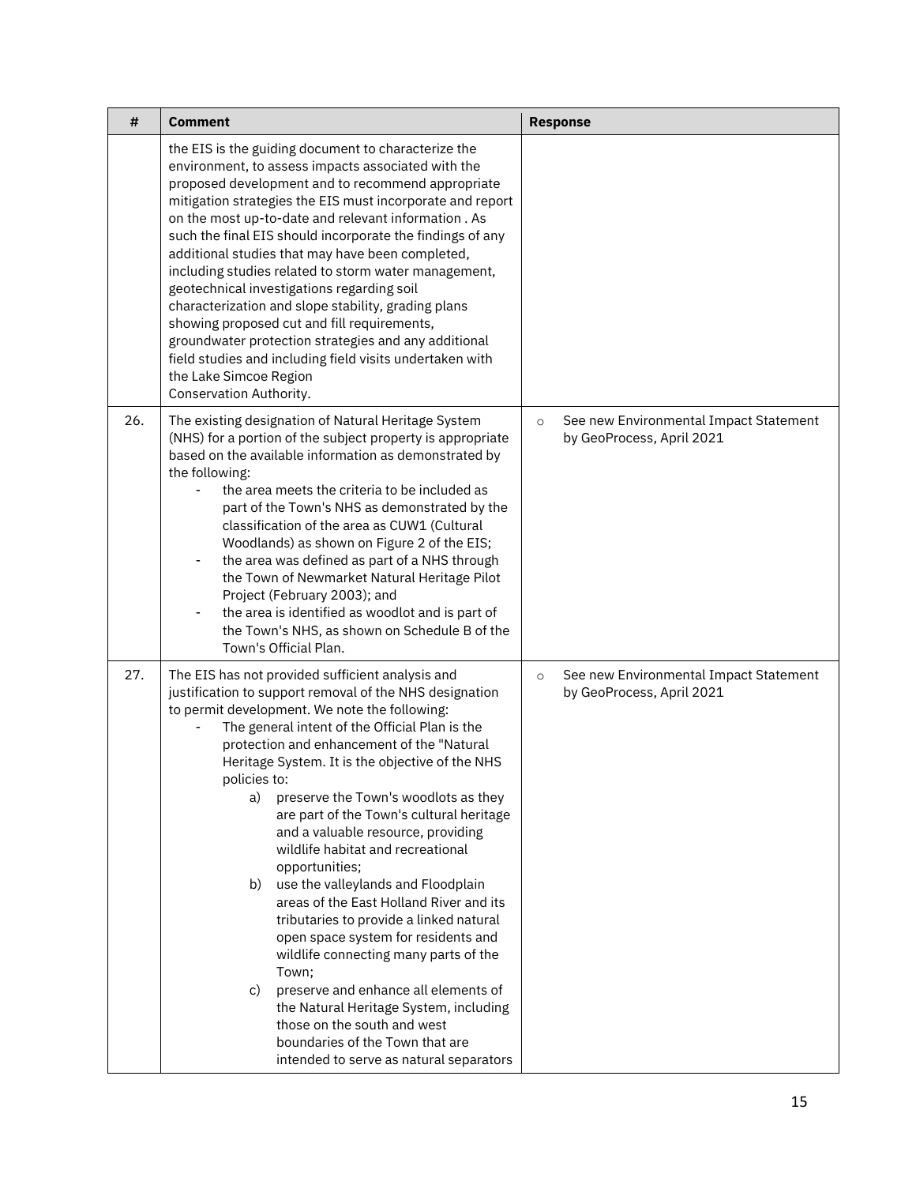| # | Comment | Response |
|---|---|---|
| | the EIS is the guiding document to characterize the environment, to assess impacts associated with the proposed development and to recommend appropriate mitigation strategies the EIS must incorporate and report on the most up-to-date and relevant information . As such the final EIS should incorporate the findings of any additional studies that may have been completed, including studies related to storm water management, geotechnical investigations regarding soil characterization and slope stability, grading plans showing proposed cut and fill requirements, groundwater protection strategies and any additional field studies and including field visits undertaken with the Lake Simcoe Region Conservation Authority. | |
| 26. | The existing designation of Natural Heritage System (NHS) for a portion of the subject property is appropriate based on the available information as demonstrated by the following:<br>- the area meets the criteria to be included as part of the Town's NHS as demonstrated by the classification of the area as CUW1 (Cultural Woodlands) as shown on Figure 2 of the EIS;<br>- the area was defined as part of a NHS through the Town of Newmarket Natural Heritage Pilot Project (February 2003); and<br>- the area is identified as woodlot and is part of the Town's NHS, as shown on Schedule B of the Town's Official Plan. | ○ See new Environmental Impact Statement by GeoProcess, April 2021 |
| 27. | The EIS has not provided sufficient analysis and justification to support removal of the NHS designation to permit development. We note the following:<br>- The general intent of the Official Plan is the protection and enhancement of the "Natural Heritage System. It is the objective of the NHS policies to:<br>a) preserve the Town's woodlots as they are part of the Town's cultural heritage and a valuable resource, providing wildlife habitat and recreational opportunities;<br>b) use the valleylands and Floodplain areas of the East Holland River and its tributaries to provide a linked natural open space system for residents and wildlife connecting many parts of the Town;<br>c) preserve and enhance all elements of the Natural Heritage System, including those on the south and west boundaries of the Town that are intended to serve as natural separators | ○ See new Environmental Impact Statement by GeoProcess, April 2021 |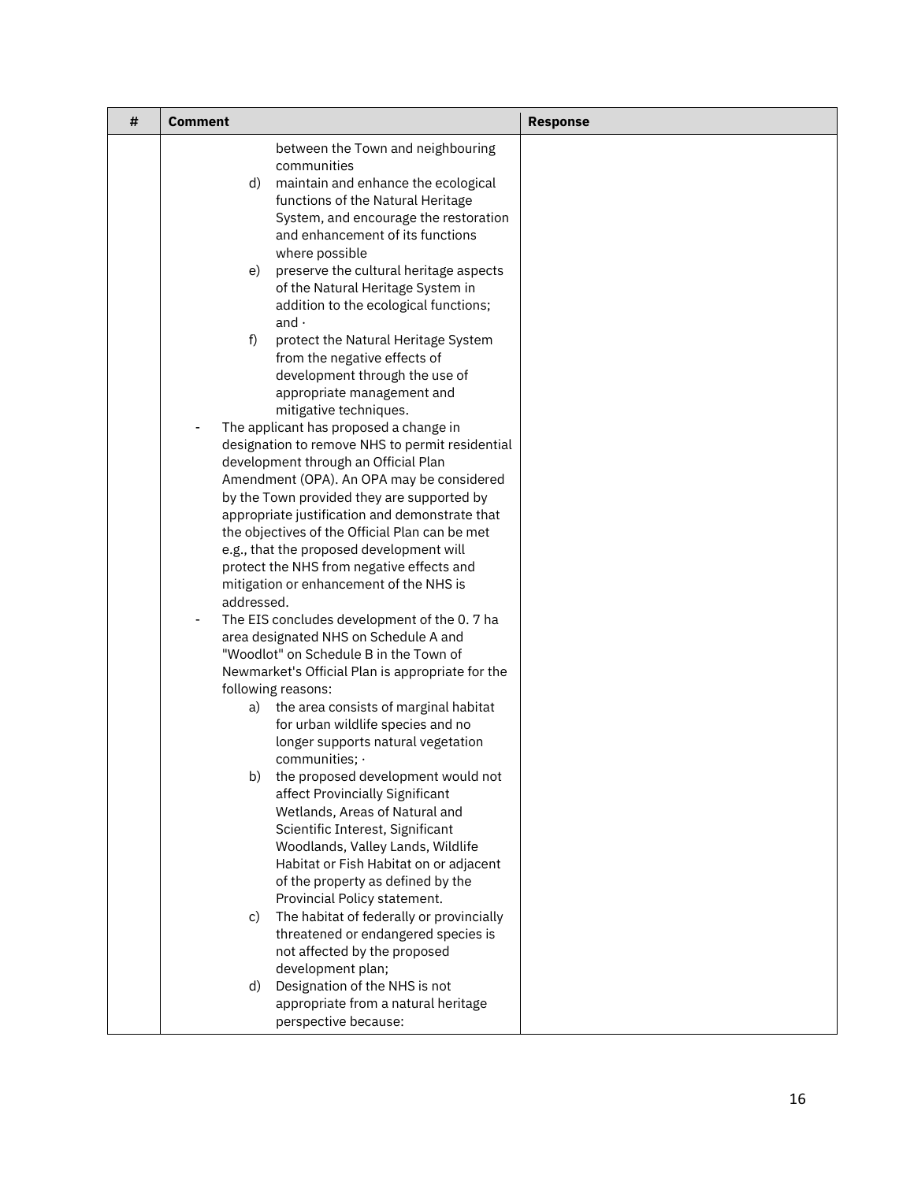| # | Comment | Response |
|---|---|---|
| | between the Town and neighbouring communities<br>d) maintain and enhance the ecological functions of the Natural Heritage System, and encourage the restoration and enhancement of its functions where possible<br>e) preserve the cultural heritage aspects of the Natural Heritage System in addition to the ecological functions; and ·<br>f) protect the Natural Heritage System from the negative effects of development through the use of appropriate management and mitigative techniques.<br>- The applicant has proposed a change in designation to remove NHS to permit residential development through an Official Plan Amendment (OPA). An OPA may be considered by the Town provided they are supported by appropriate justification and demonstrate that the objectives of the Official Plan can be met e.g., that the proposed development will protect the NHS from negative effects and mitigation or enhancement of the NHS is addressed.<br>- The EIS concludes development of the 0. 7 ha area designated NHS on Schedule A and "Woodlot" on Schedule B in the Town of Newmarket's Official Plan is appropriate for the following reasons:<br>a) the area consists of marginal habitat for urban wildlife species and no longer supports natural vegetation communities; ·<br>b) the proposed development would not affect Provincially Significant Wetlands, Areas of Natural and Scientific Interest, Significant Woodlands, Valley Lands, Wildlife Habitat or Fish Habitat on or adjacent of the property as defined by the Provincial Policy statement.<br>c) The habitat of federally or provincially threatened or endangered species is not affected by the proposed development plan;<br>d) Designation of the NHS is not appropriate from a natural heritage perspective because: | |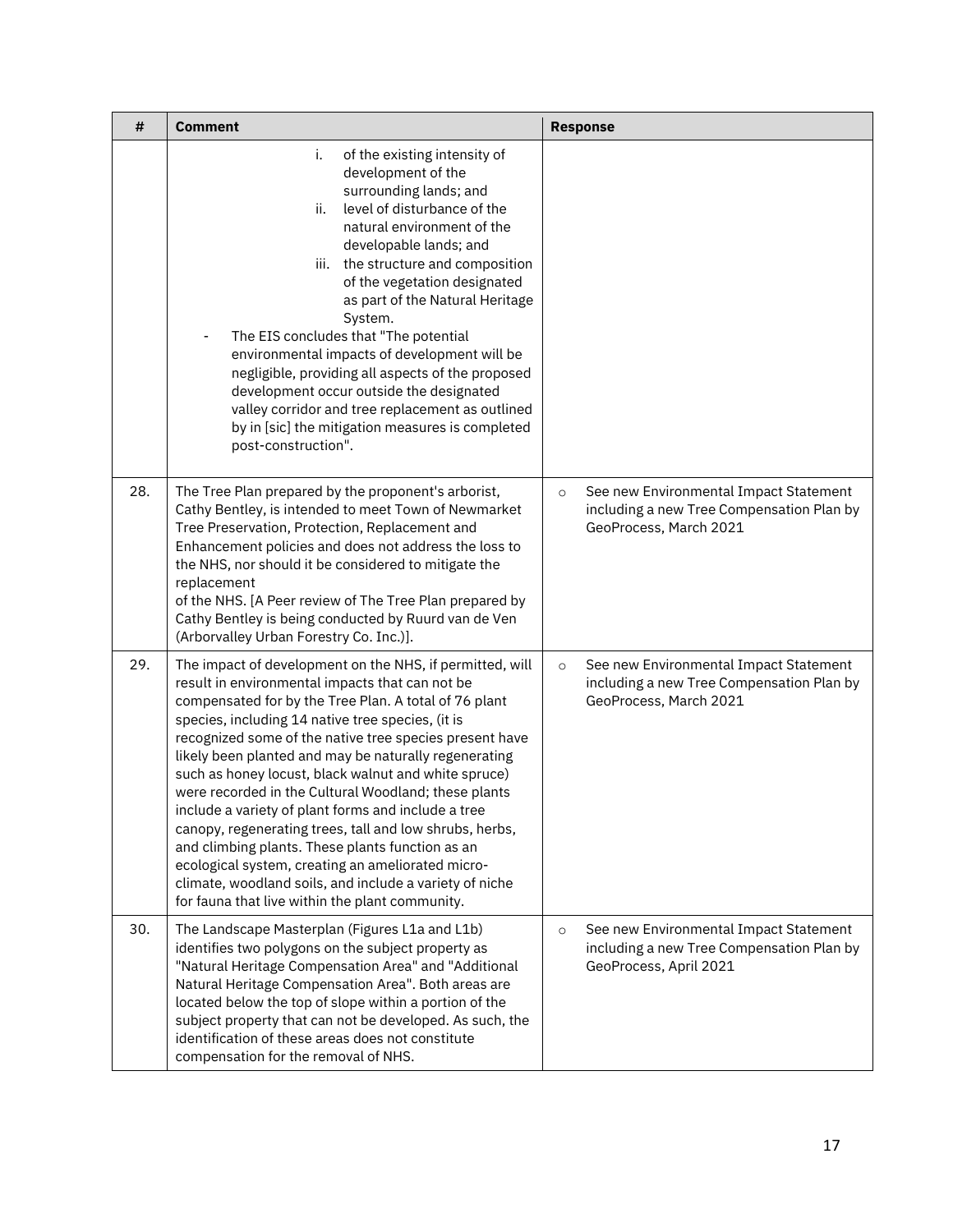| # | Comment | Response |
|---|---|---|
| | i. of the existing intensity of development of the surrounding lands; and<br>ii. level of disturbance of the natural environment of the developable lands; and<br>iii. the structure and composition of the vegetation designated as part of the Natural Heritage System.<br>- The EIS concludes that "The potential environmental impacts of development will be negligible, providing all aspects of the proposed development occur outside the designated valley corridor and tree replacement as outlined by in [sic] the mitigation measures is completed post-construction". | |
| 28. | The Tree Plan prepared by the proponent's arborist, Cathy Bentley, is intended to meet Town of Newmarket Tree Preservation, Protection, Replacement and Enhancement policies and does not address the loss to the NHS, nor should it be considered to mitigate the replacement of the NHS. [A Peer review of The Tree Plan prepared by Cathy Bentley is being conducted by Ruurd van de Ven (Arborvalley Urban Forestry Co. Inc.)]. | ○ See new Environmental Impact Statement including a new Tree Compensation Plan by GeoProcess, March 2021 |
| 29. | The impact of development on the NHS, if permitted, will result in environmental impacts that can not be compensated for by the Tree Plan. A total of 76 plant species, including 14 native tree species, (it is recognized some of the native tree species present have likely been planted and may be naturally regenerating such as honey locust, black walnut and white spruce) were recorded in the Cultural Woodland; these plants include a variety of plant forms and include a tree canopy, regenerating trees, tall and low shrubs, herbs, and climbing plants. These plants function as an ecological system, creating an ameliorated micro-climate, woodland soils, and include a variety of niche for fauna that live within the plant community. | ○ See new Environmental Impact Statement including a new Tree Compensation Plan by GeoProcess, March 2021 |
| 30. | The Landscape Masterplan (Figures L1a and L1b) identifies two polygons on the subject property as "Natural Heritage Compensation Area" and "Additional Natural Heritage Compensation Area". Both areas are located below the top of slope within a portion of the subject property that can not be developed. As such, the identification of these areas does not constitute compensation for the removal of NHS. | ○ See new Environmental Impact Statement including a new Tree Compensation Plan by GeoProcess, April 2021 |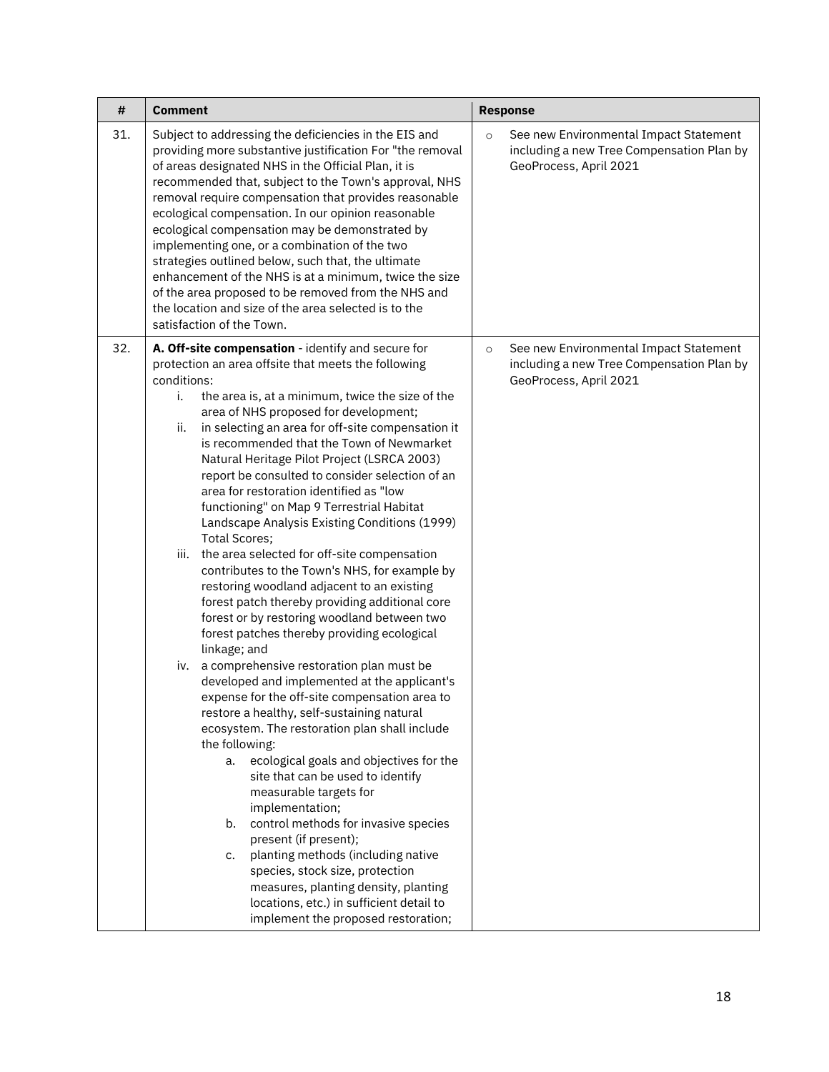| # | Comment | Response |
|---|---|---|
| 31. | Subject to addressing the deficiencies in the EIS and providing more substantive justification For "the removal of areas designated NHS in the Official Plan, it is recommended that, subject to the Town's approval, NHS removal require compensation that provides reasonable ecological compensation. In our opinion reasonable ecological compensation may be demonstrated by implementing one, or a combination of the two strategies outlined below, such that, the ultimate enhancement of the NHS is at a minimum, twice the size of the area proposed to be removed from the NHS and the location and size of the area selected is to the satisfaction of the Town. | ○ See new Environmental Impact Statement including a new Tree Compensation Plan by GeoProcess, April 2021 |
| 32. | **A. Off-site compensation** - identify and secure for protection an area offsite that meets the following conditions:<br>i. the area is, at a minimum, twice the size of the area of NHS proposed for development;<br>ii. in selecting an area for off-site compensation it is recommended that the Town of Newmarket Natural Heritage Pilot Project (LSRCA 2003) report be consulted to consider selection of an area for restoration identified as "low functioning" on Map 9 Terrestrial Habitat Landscape Analysis Existing Conditions (1999) Total Scores;<br>iii. the area selected for off-site compensation contributes to the Town's NHS, for example by restoring woodland adjacent to an existing forest patch thereby providing additional core forest or by restoring woodland between two forest patches thereby providing ecological linkage; and<br>iv. a comprehensive restoration plan must be developed and implemented at the applicant's expense for the off-site compensation area to restore a healthy, self-sustaining natural ecosystem. The restoration plan shall include the following:<br>a. ecological goals and objectives for the site that can be used to identify measurable targets for implementation;<br>b. control methods for invasive species present (if present);<br>c. planting methods (including native species, stock size, protection measures, planting density, planting locations, etc.) in sufficient detail to implement the proposed restoration; | ○ See new Environmental Impact Statement including a new Tree Compensation Plan by GeoProcess, April 2021 |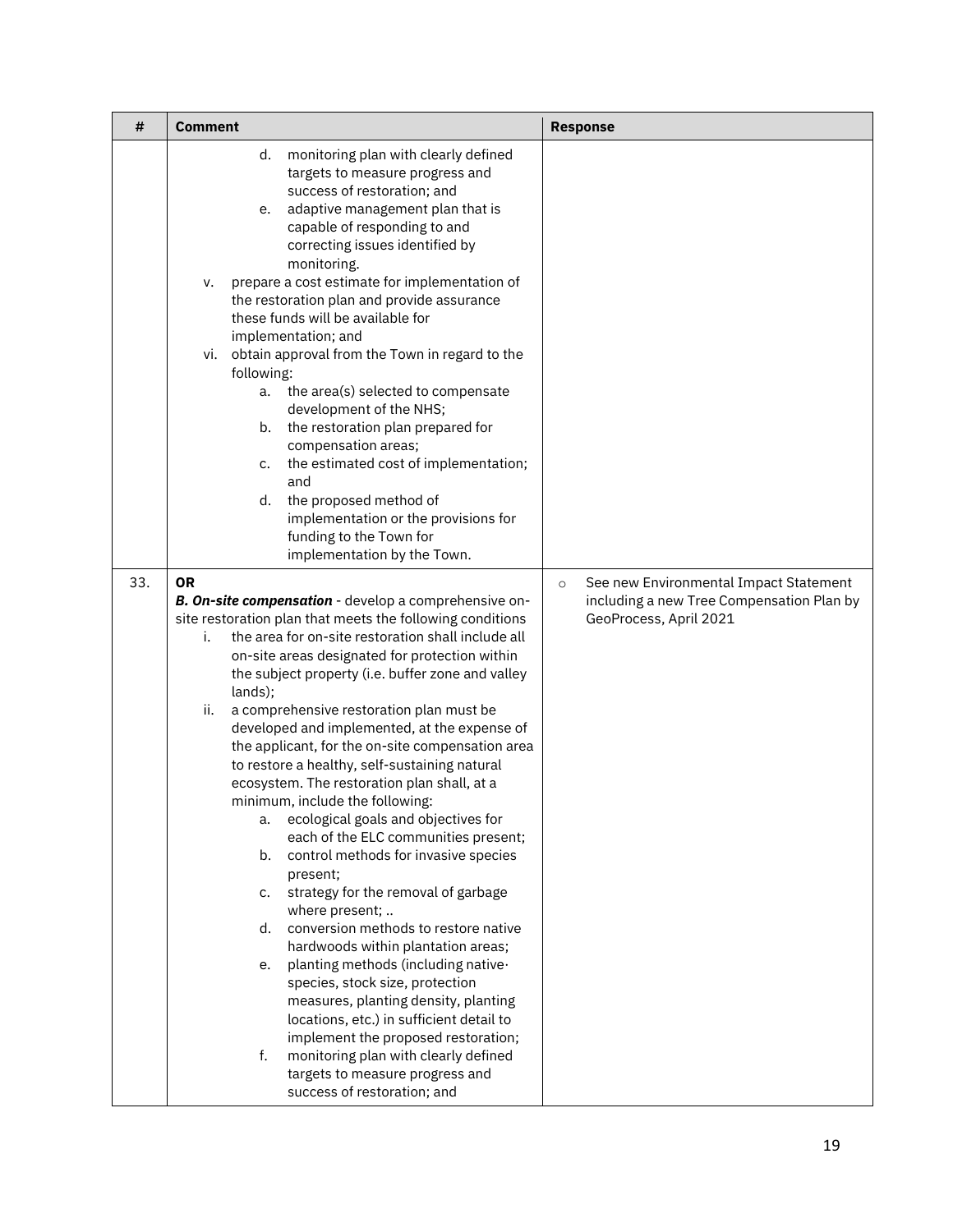| # | Comment | Response |
|---|---|---|
| | d. monitoring plan with clearly defined targets to measure progress and success of restoration; and<br>e. adaptive management plan that is capable of responding to and correcting issues identified by monitoring.<br>v. prepare a cost estimate for implementation of the restoration plan and provide assurance these funds will be available for implementation; and<br>vi. obtain approval from the Town in regard to the following:<br>a. the area(s) selected to compensate development of the NHS;<br>b. the restoration plan prepared for compensation areas;<br>c. the estimated cost of implementation; and<br>d. the proposed method of implementation or the provisions for funding to the Town for implementation by the Town. | |
| 33. | **OR**<br>***B. On-site compensation*** - develop a comprehensive on-site restoration plan that meets the following conditions<br>i. the area for on-site restoration shall include all on-site areas designated for protection within the subject property (i.e. buffer zone and valley lands);<br>ii. a comprehensive restoration plan must be developed and implemented, at the expense of the applicant, for the on-site compensation area to restore a healthy, self-sustaining natural ecosystem. The restoration plan shall, at a minimum, include the following:<br>a. ecological goals and objectives for each of the ELC communities present;<br>b. control methods for invasive species present;<br>c. strategy for the removal of garbage where present; ..<br>d. conversion methods to restore native hardwoods within plantation areas;<br>e. planting methods (including native· species, stock size, protection measures, planting density, planting locations, etc.) in sufficient detail to implement the proposed restoration;<br>f. monitoring plan with clearly defined targets to measure progress and success of restoration; and | ○ See new Environmental Impact Statement including a new Tree Compensation Plan by GeoProcess, April 2021 |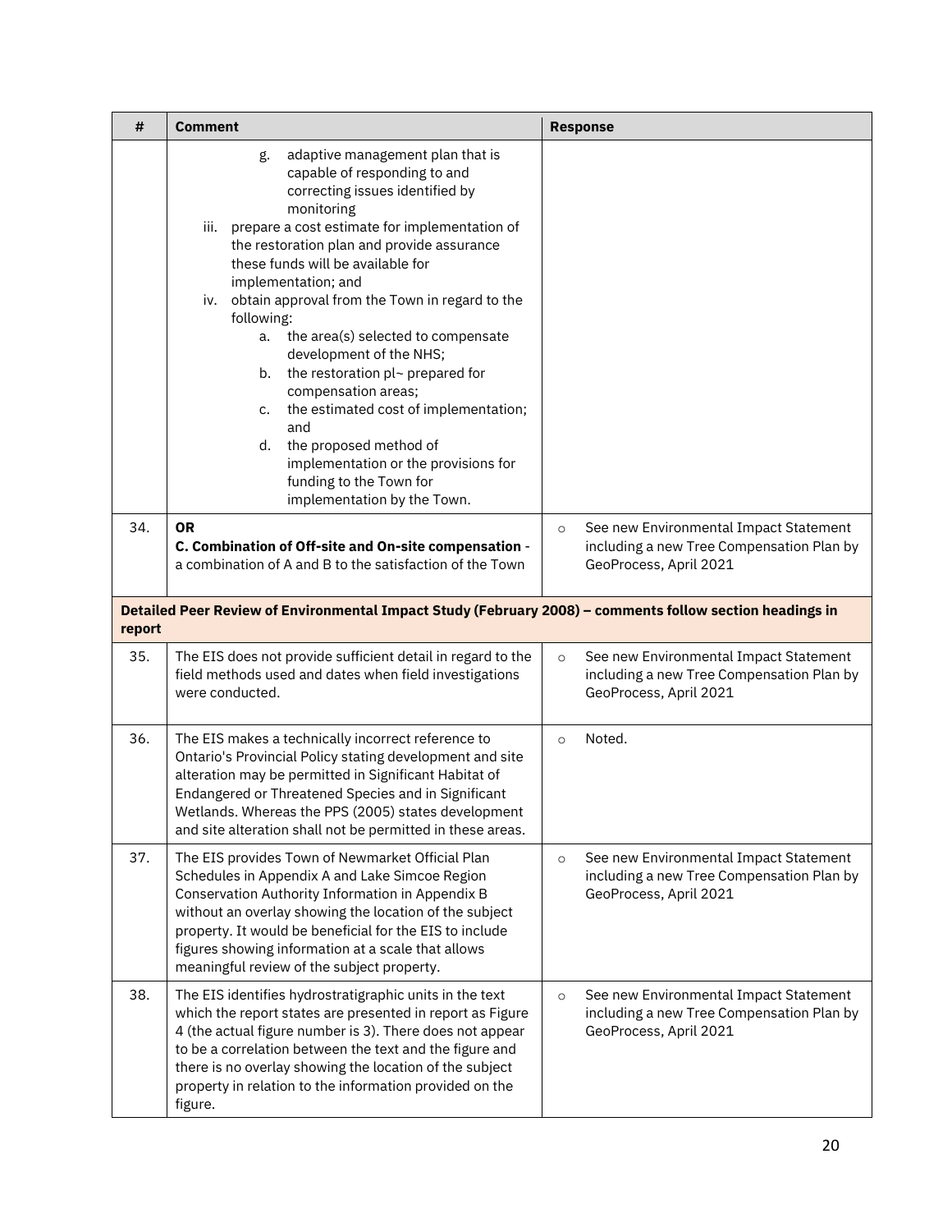| # | Comment | Response |
|---|---|---|
| | g. adaptive management plan that is capable of responding to and correcting issues identified by monitoring<br>iii. prepare a cost estimate for implementation of the restoration plan and provide assurance these funds will be available for implementation; and<br>iv. obtain approval from the Town in regard to the following:<br>a. the area(s) selected to compensate development of the NHS;<br>b. the restoration pl~ prepared for compensation areas;<br>c. the estimated cost of implementation; and<br>d. the proposed method of implementation or the provisions for funding to the Town for implementation by the Town. | |
| 34. | **OR**<br>**C. Combination of Off-site and On-site compensation** - a combination of A and B to the satisfaction of the Town | ○ See new Environmental Impact Statement including a new Tree Compensation Plan by GeoProcess, April 2021 |
| **Detailed Peer Review of Environmental Impact Study (February 2008) – comments follow section headings in report** | | |
| 35. | The EIS does not provide sufficient detail in regard to the field methods used and dates when field investigations were conducted. | ○ See new Environmental Impact Statement including a new Tree Compensation Plan by GeoProcess, April 2021 |
| 36. | The EIS makes a technically incorrect reference to Ontario's Provincial Policy stating development and site alteration may be permitted in Significant Habitat of Endangered or Threatened Species and in Significant Wetlands. Whereas the PPS (2005) states development and site alteration shall not be permitted in these areas. | ○ Noted. |
| 37. | The EIS provides Town of Newmarket Official Plan Schedules in Appendix A and Lake Simcoe Region Conservation Authority Information in Appendix B without an overlay showing the location of the subject property. It would be beneficial for the EIS to include figures showing information at a scale that allows meaningful review of the subject property. | ○ See new Environmental Impact Statement including a new Tree Compensation Plan by GeoProcess, April 2021 |
| 38. | The EIS identifies hydrostratigraphic units in the text which the report states are presented in report as Figure 4 (the actual figure number is 3). There does not appear to be a correlation between the text and the figure and there is no overlay showing the location of the subject property in relation to the information provided on the figure. | ○ See new Environmental Impact Statement including a new Tree Compensation Plan by GeoProcess, April 2021 |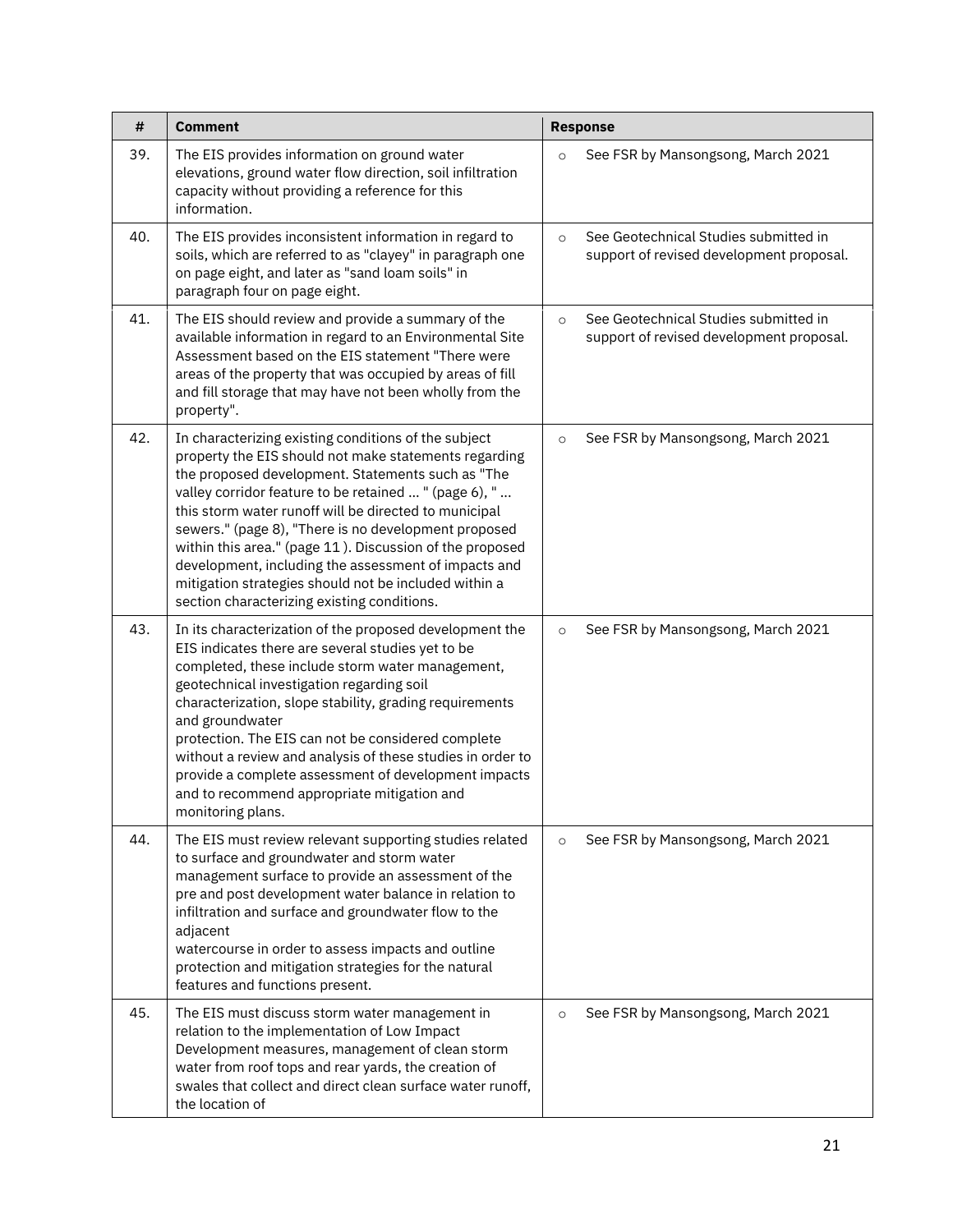| # | Comment | Response |
|---|---|---|
| 39. | The EIS provides information on ground water elevations, ground water flow direction, soil infiltration capacity without providing a reference for this information. | ○ See FSR by Mansongsong, March 2021 |
| 40. | The EIS provides inconsistent information in regard to soils, which are referred to as "clayey" in paragraph one on page eight, and later as "sand loam soils" in paragraph four on page eight. | ○ See Geotechnical Studies submitted in support of revised development proposal. |
| 41. | The EIS should review and provide a summary of the available information in regard to an Environmental Site Assessment based on the EIS statement "There were areas of the property that was occupied by areas of fill and fill storage that may have not been wholly from the property". | ○ See Geotechnical Studies submitted in support of revised development proposal. |
| 42. | In characterizing existing conditions of the subject property the EIS should not make statements regarding the proposed development. Statements such as "The valley corridor feature to be retained ... " (page 6), " ... this storm water runoff will be directed to municipal sewers." (page 8), "There is no development proposed within this area." (page 11 ). Discussion of the proposed development, including the assessment of impacts and mitigation strategies should not be included within a section characterizing existing conditions. | ○ See FSR by Mansongsong, March 2021 |
| 43. | In its characterization of the proposed development the EIS indicates there are several studies yet to be completed, these include storm water management, geotechnical investigation regarding soil characterization, slope stability, grading requirements and groundwater protection. The EIS can not be considered complete without a review and analysis of these studies in order to provide a complete assessment of development impacts and to recommend appropriate mitigation and monitoring plans. | ○ See FSR by Mansongsong, March 2021 |
| 44. | The EIS must review relevant supporting studies related to surface and groundwater and storm water management surface to provide an assessment of the pre and post development water balance in relation to infiltration and surface and groundwater flow to the adjacent watercourse in order to assess impacts and outline protection and mitigation strategies for the natural features and functions present. | ○ See FSR by Mansongsong, March 2021 |
| 45. | The EIS must discuss storm water management in relation to the implementation of Low Impact Development measures, management of clean storm water from roof tops and rear yards, the creation of swales that collect and direct clean surface water runoff, the location of | ○ See FSR by Mansongsong, March 2021 |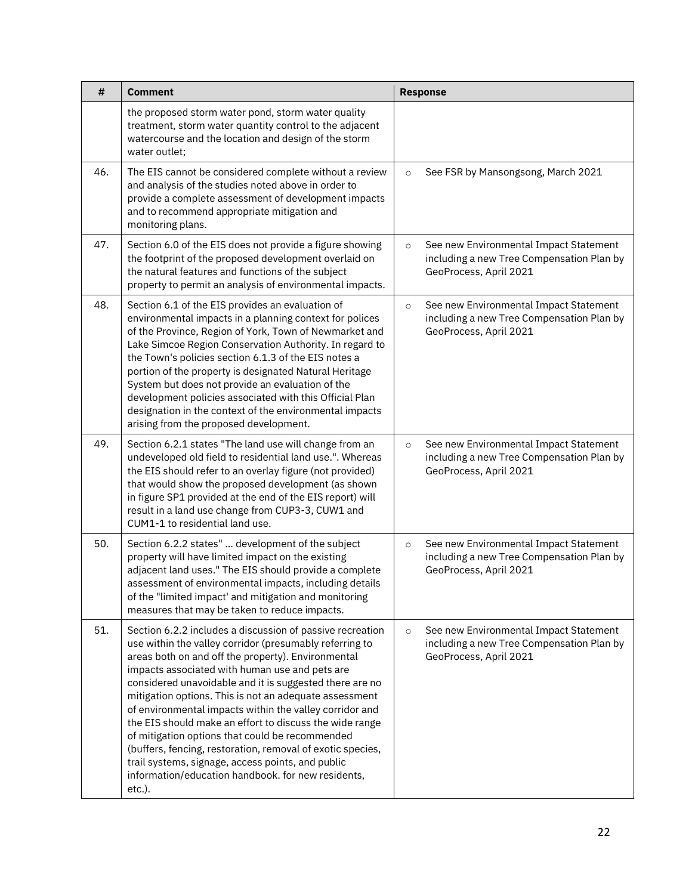| # | Comment | Response |
| --- | --- | --- |
| | the proposed storm water pond, storm water quality treatment, storm water quantity control to the adjacent watercourse and the location and design of the storm water outlet; | |
| 46. | The EIS cannot be considered complete without a review and analysis of the studies noted above in order to provide a complete assessment of development impacts and to recommend appropriate mitigation and monitoring plans. | ○ See FSR by Mansongsong, March 2021 |
| 47. | Section 6.0 of the EIS does not provide a figure showing the footprint of the proposed development overlaid on the natural features and functions of the subject property to permit an analysis of environmental impacts. | ○ See new Environmental Impact Statement including a new Tree Compensation Plan by GeoProcess, April 2021 |
| 48. | Section 6.1 of the EIS provides an evaluation of environmental impacts in a planning context for polices of the Province, Region of York, Town of Newmarket and Lake Simcoe Region Conservation Authority. In regard to the Town's policies section 6.1.3 of the EIS notes a portion of the property is designated Natural Heritage System but does not provide an evaluation of the development policies associated with this Official Plan designation in the context of the environmental impacts arising from the proposed development. | ○ See new Environmental Impact Statement including a new Tree Compensation Plan by GeoProcess, April 2021 |
| 49. | Section 6.2.1 states "The land use will change from an undeveloped old field to residential land use.". Whereas the EIS should refer to an overlay figure (not provided) that would show the proposed development (as shown in figure SP1 provided at the end of the EIS report) will result in a land use change from CUP3-3, CUW1 and CUM1-1 to residential land use. | ○ See new Environmental Impact Statement including a new Tree Compensation Plan by GeoProcess, April 2021 |
| 50. | Section 6.2.2 states" ... development of the subject property will have limited impact on the existing adjacent land uses." The EIS should provide a complete assessment of environmental impacts, including details of the "limited impact' and mitigation and monitoring measures that may be taken to reduce impacts. | ○ See new Environmental Impact Statement including a new Tree Compensation Plan by GeoProcess, April 2021 |
| 51. | Section 6.2.2 includes a discussion of passive recreation use within the valley corridor (presumably referring to areas both on and off the property). Environmental impacts associated with human use and pets are considered unavoidable and it is suggested there are no mitigation options. This is not an adequate assessment of environmental impacts within the valley corridor and the EIS should make an effort to discuss the wide range of mitigation options that could be recommended (buffers, fencing, restoration, removal of exotic species, trail systems, signage, access points, and public information/education handbook. for new residents, etc.). | ○ See new Environmental Impact Statement including a new Tree Compensation Plan by GeoProcess, April 2021 |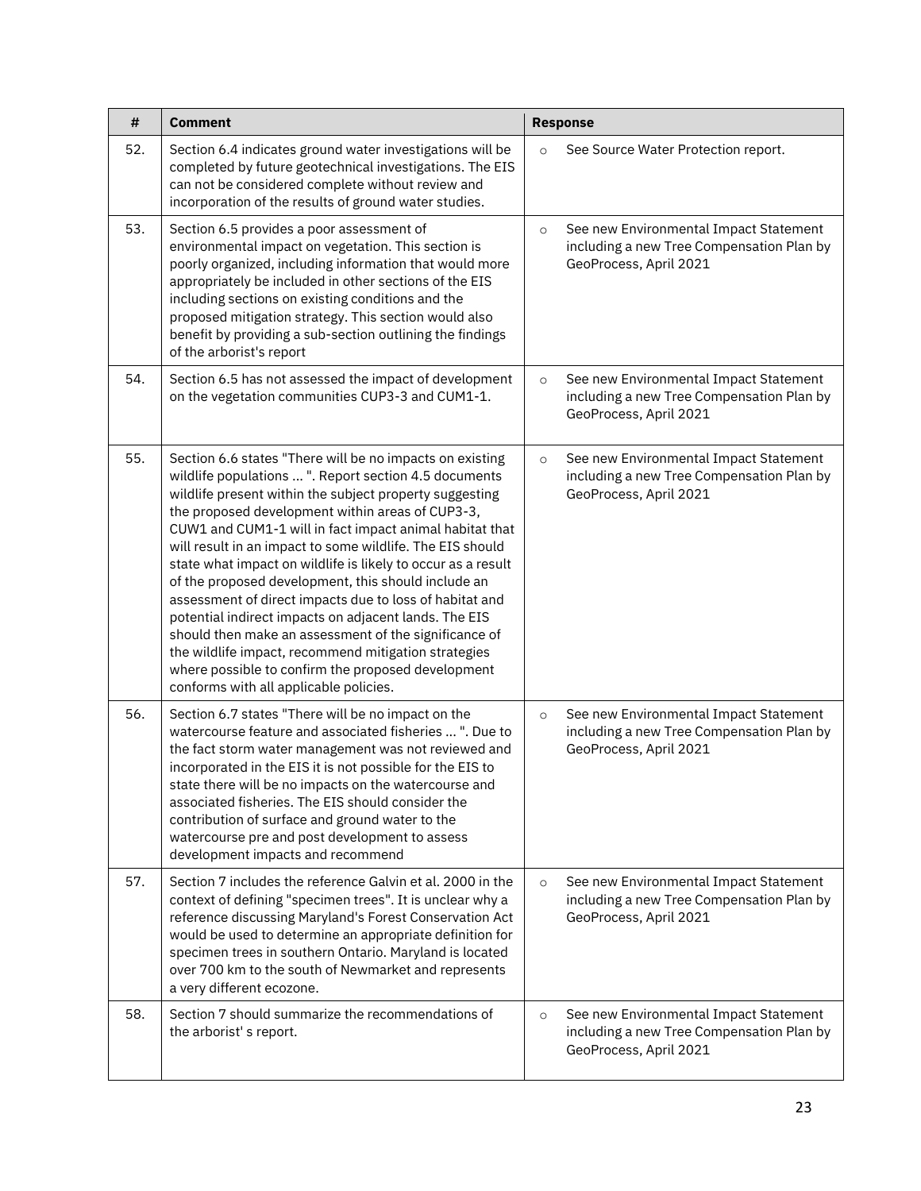| # | Comment | Response |
|---|---|---|
| 52. | Section 6.4 indicates ground water investigations will be completed by future geotechnical investigations. The EIS can not be considered complete without review and incorporation of the results of ground water studies. | ○ See Source Water Protection report. |
| 53. | Section 6.5 provides a poor assessment of environmental impact on vegetation. This section is poorly organized, including information that would more appropriately be included in other sections of the EIS including sections on existing conditions and the proposed mitigation strategy. This section would also benefit by providing a sub-section outlining the findings of the arborist's report | ○ See new Environmental Impact Statement including a new Tree Compensation Plan by GeoProcess, April 2021 |
| 54. | Section 6.5 has not assessed the impact of development on the vegetation communities CUP3-3 and CUM1-1. | ○ See new Environmental Impact Statement including a new Tree Compensation Plan by GeoProcess, April 2021 |
| 55. | Section 6.6 states "There will be no impacts on existing wildlife populations ... ". Report section 4.5 documents wildlife present within the subject property suggesting the proposed development within areas of CUP3-3, CUW1 and CUM1-1 will in fact impact animal habitat that will result in an impact to some wildlife. The EIS should state what impact on wildlife is likely to occur as a result of the proposed development, this should include an assessment of direct impacts due to loss of habitat and potential indirect impacts on adjacent lands. The EIS should then make an assessment of the significance of the wildlife impact, recommend mitigation strategies where possible to confirm the proposed development conforms with all applicable policies. | ○ See new Environmental Impact Statement including a new Tree Compensation Plan by GeoProcess, April 2021 |
| 56. | Section 6.7 states "There will be no impact on the watercourse feature and associated fisheries ... ". Due to the fact storm water management was not reviewed and incorporated in the EIS it is not possible for the EIS to state there will be no impacts on the watercourse and associated fisheries. The EIS should consider the contribution of surface and ground water to the watercourse pre and post development to assess development impacts and recommend | ○ See new Environmental Impact Statement including a new Tree Compensation Plan by GeoProcess, April 2021 |
| 57. | Section 7 includes the reference Galvin et al. 2000 in the context of defining "specimen trees". It is unclear why a reference discussing Maryland's Forest Conservation Act would be used to determine an appropriate definition for specimen trees in southern Ontario. Maryland is located over 700 km to the south of Newmarket and represents a very different ecozone. | ○ See new Environmental Impact Statement including a new Tree Compensation Plan by GeoProcess, April 2021 |
| 58. | Section 7 should summarize the recommendations of the arborist' s report. | ○ See new Environmental Impact Statement including a new Tree Compensation Plan by GeoProcess, April 2021 |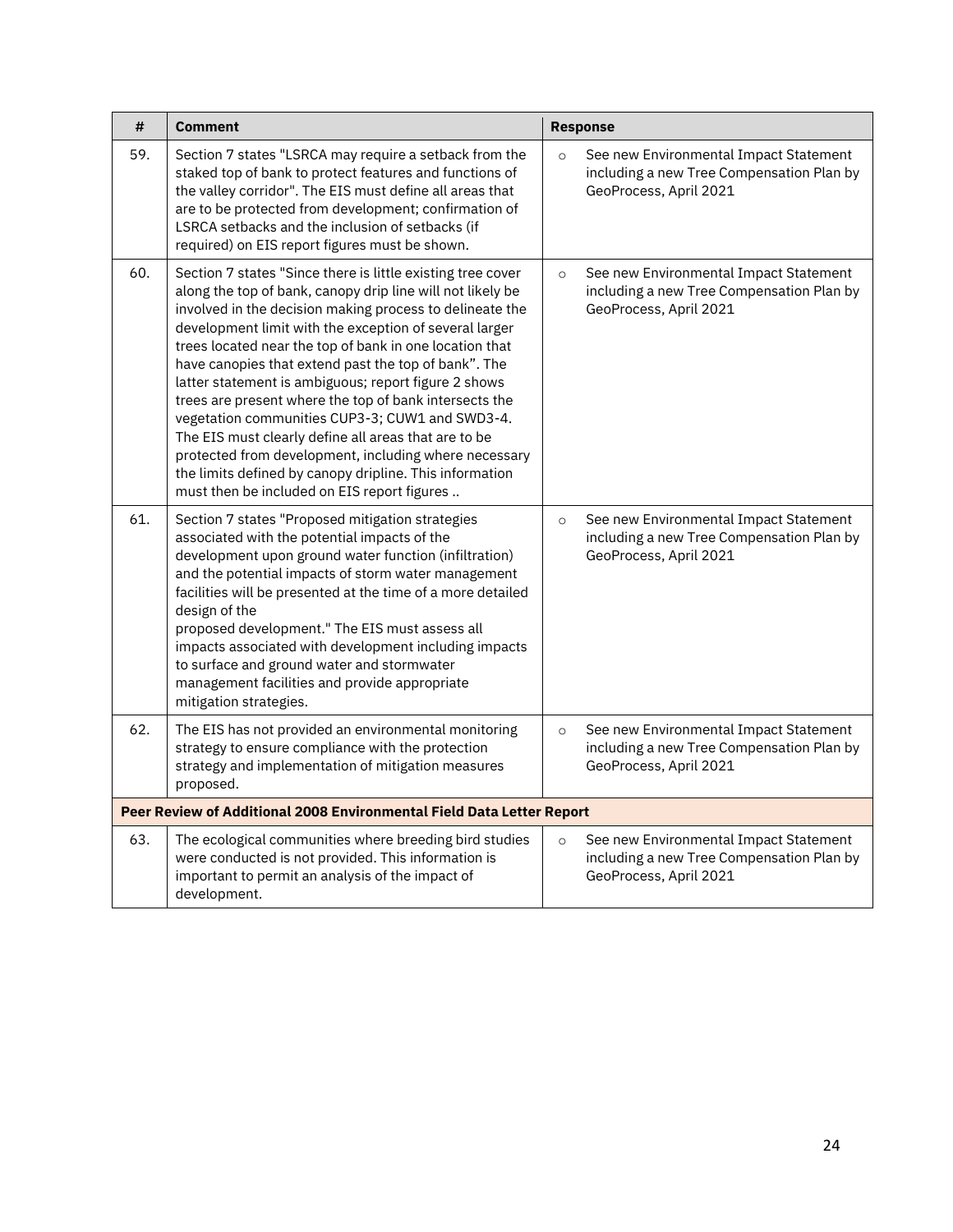| # | Comment | Response |
|---|---|---|
| 59. | Section 7 states "LSRCA may require a setback from the staked top of bank to protect features and functions of the valley corridor". The EIS must define all areas that are to be protected from development; confirmation of LSRCA setbacks and the inclusion of setbacks (if required) on EIS report figures must be shown. | ○ See new Environmental Impact Statement including a new Tree Compensation Plan by GeoProcess, April 2021 |
| 60. | Section 7 states "Since there is little existing tree cover along the top of bank, canopy drip line will not likely be involved in the decision making process to delineate the development limit with the exception of several larger trees located near the top of bank in one location that have canopies that extend past the top of bank". The latter statement is ambiguous; report figure 2 shows trees are present where the top of bank intersects the vegetation communities CUP3-3; CUW1 and SWD3-4. The EIS must clearly define all areas that are to be protected from development, including where necessary the limits defined by canopy dripline. This information must then be included on EIS report figures .. | ○ See new Environmental Impact Statement including a new Tree Compensation Plan by GeoProcess, April 2021 |
| 61. | Section 7 states "Proposed mitigation strategies associated with the potential impacts of the development upon ground water function (infiltration) and the potential impacts of storm water management facilities will be presented at the time of a more detailed design of the proposed development." The EIS must assess all impacts associated with development including impacts to surface and ground water and stormwater management facilities and provide appropriate mitigation strategies. | ○ See new Environmental Impact Statement including a new Tree Compensation Plan by GeoProcess, April 2021 |
| 62. | The EIS has not provided an environmental monitoring strategy to ensure compliance with the protection strategy and implementation of mitigation measures proposed. | ○ See new Environmental Impact Statement including a new Tree Compensation Plan by GeoProcess, April 2021 |
| **Peer Review of Additional 2008 Environmental Field Data Letter Report** | | |
| 63. | The ecological communities where breeding bird studies were conducted is not provided. This information is important to permit an analysis of the impact of development. | ○ See new Environmental Impact Statement including a new Tree Compensation Plan by GeoProcess, April 2021 |